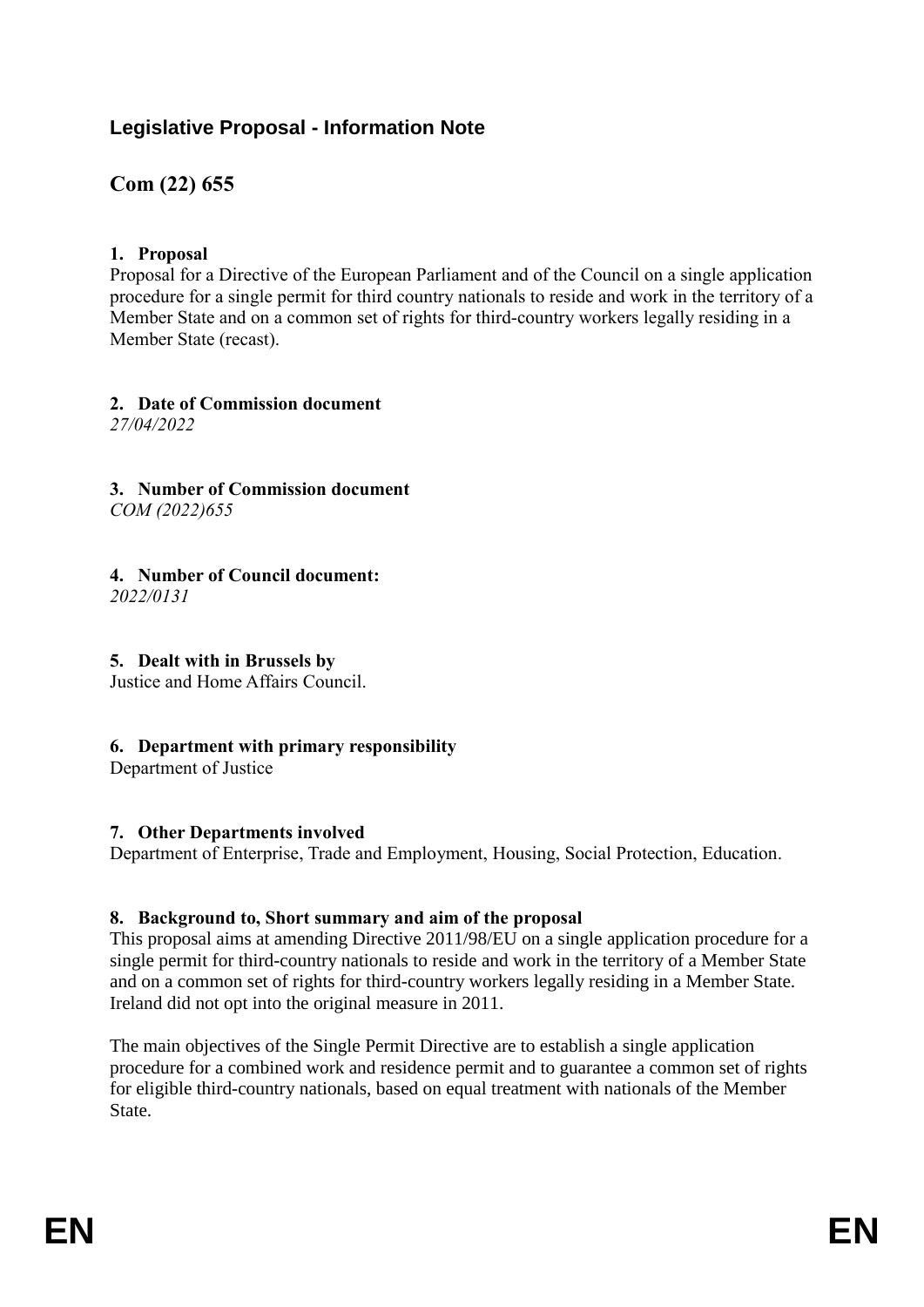## Legislative Proposal - Information Note

# Com (22) 655

### 1. Proposal

Proposal for a Directive of the European Parliament and of the Council on a single application procedure for a single permit for third country nationals to reside and work in the territory of a Member State and on a common set of rights for third-country workers legally residing in a Member State (recast).

### 2. Date of Commission document

*27/04/2022*

### 3. Number of Commission document

*COM (2022)655*

### 4. Number of Council document:

*2022/0131*

### 5. Dealt with in Brussels by

Justice and Home Affairs Council.

### 6. Department with primary responsibility

Department of Justice

### 7. Other Departments involved

Department of Enterprise, Trade and Employment, Housing, Social Protection, Education.

### 8. Background to, Short summary and aim of the proposal

This proposal aims at amending Directive 2011/98/EU on a single application procedure for a single permit for third-country nationals to reside and work in the territory of a Member State and on a common set of rights for third-country workers legally residing in a Member State. Ireland did not opt into the original measure in 2011.

The main objectives of the Single Permit Directive are to establish a single application procedure for a combined work and residence permit and to guarantee a common set of rights for eligible third-country nationals, based on equal treatment with nationals of the Member State.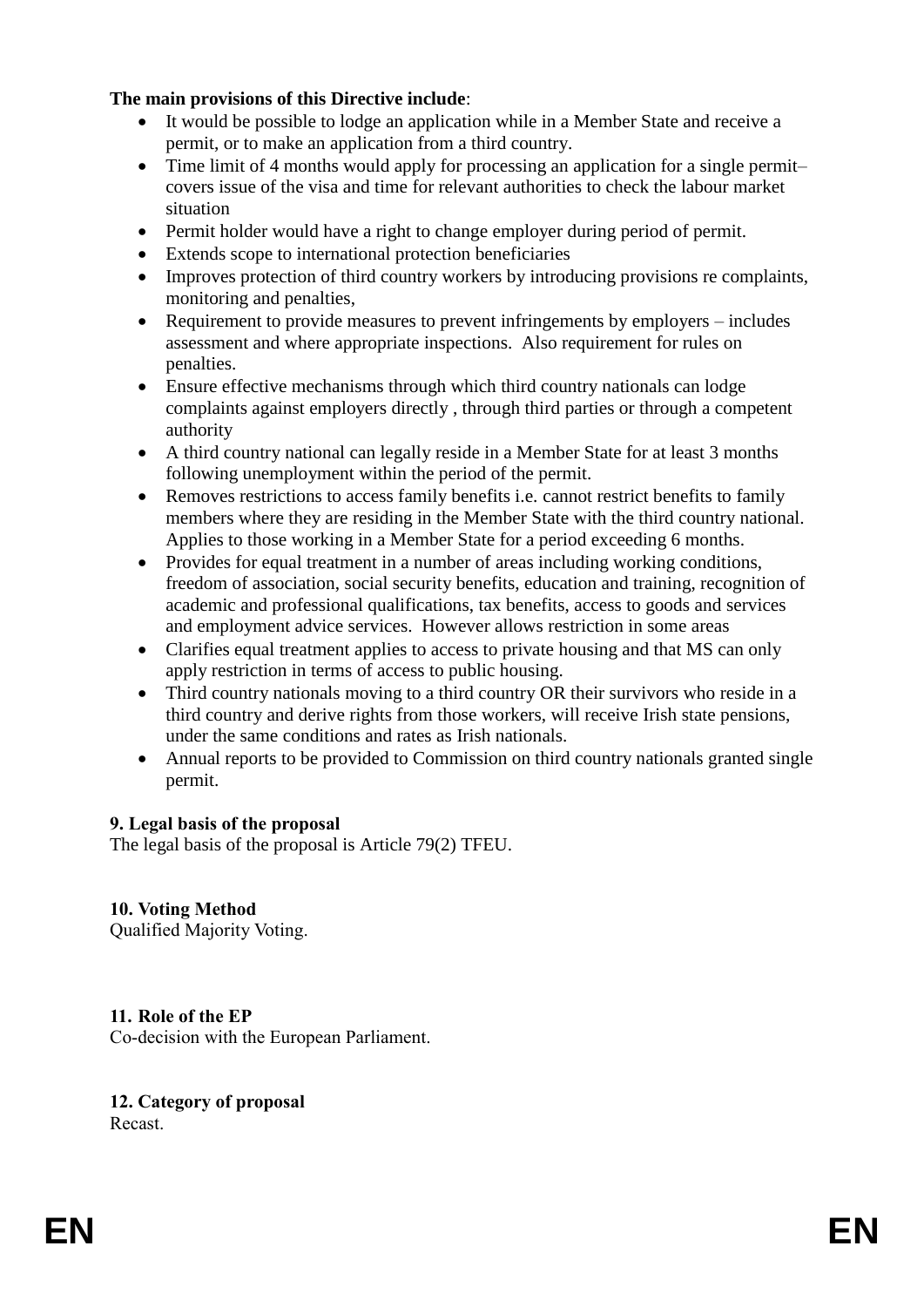**The main provisions of this Directive include**:

- It would be possible to lodge an application while in a Member State and receive a permit, or to make an application from a third country.
- Time limit of 4 months would apply for processing an application for a single permit– covers issue of the visa and time for relevant authorities to check the labour market situation
- Permit holder would have a right to change employer during period of permit.
- Extends scope to international protection beneficiaries
- Improves protection of third country workers by introducing provisions re complaints, monitoring and penalties,
- Requirement to provide measures to prevent infringements by employers – includes assessment and where appropriate inspections. Also requirement for rules on penalties.
- Ensure effective mechanisms through which third country nationals can lodge complaints against employers directly , through third parties or through a competent authority
- A third country national can legally reside in a Member State for at least 3 months following unemployment within the period of the permit.
- Removes restrictions to access family benefits i.e. cannot restrict benefits to family members where they are residing in the Member State with the third country national. Applies to those working in a Member State for a period exceeding 6 months.
- Provides for equal treatment in a number of areas including working conditions, freedom of association, social security benefits, education and training, recognition of academic and professional qualifications, tax benefits, access to goods and services and employment advice services. However allows restriction in some areas
- Clarifies equal treatment applies to access to private housing and that MS can only apply restriction in terms of access to public housing.
- Third country nationals moving to a third country OR their survivors who reside in a third country and derive rights from those workers, will receive Irish state pensions, under the same conditions and rates as Irish nationals.
- Annual reports to be provided to Commission on third country nationals granted single permit.

**9. Legal basis of the proposal**

The legal basis of the proposal is Article 79(2) TFEU.

**10. Voting Method**

Qualified Majority Voting.

**11. Role of the EP**

Co-decision with the European Parliament.

**12. Category of proposal**

Recast.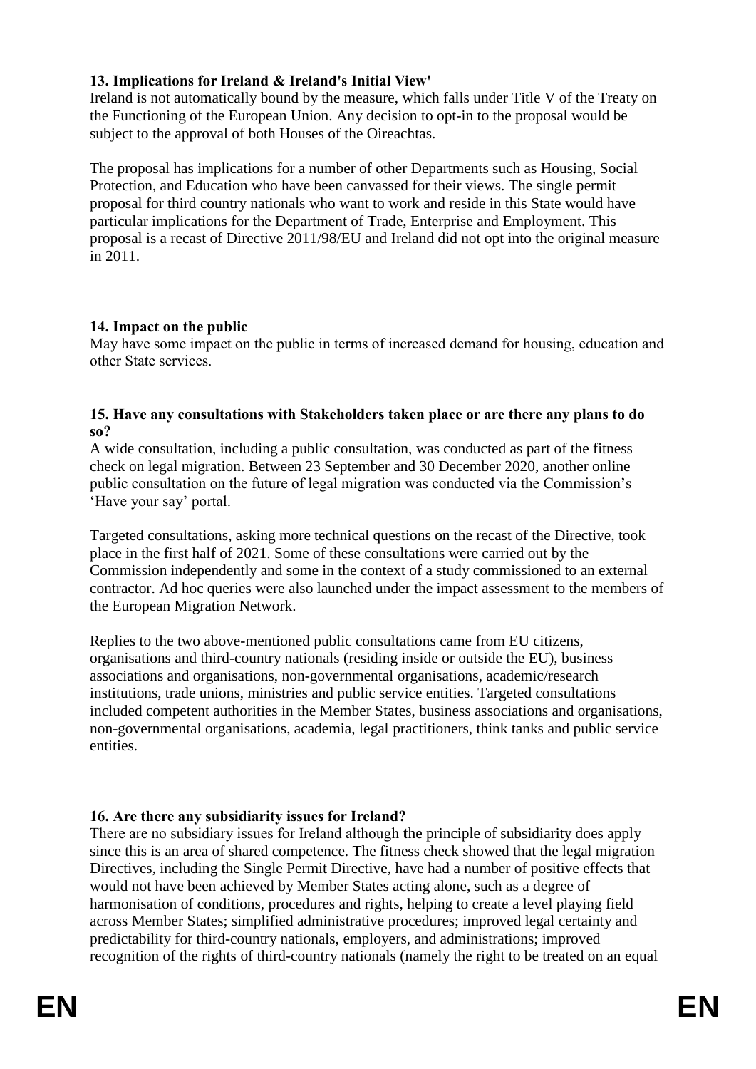**13. Implications for Ireland & Ireland's Initial View'**

Ireland is not automatically bound by the measure, which falls under Title V of the Treaty on the Functioning of the European Union. Any decision to opt-in to the proposal would be subject to the approval of both Houses of the Oireachtas.

The proposal has implications for a number of other Departments such as Housing, Social Protection, and Education who have been canvassed for their views. The single permit proposal for third country nationals who want to work and reside in this State would have particular implications for the Department of Trade, Enterprise and Employment. This proposal is a recast of Directive 2011/98/EU and Ireland did not opt into the original measure in 2011.

**14. Impact on the public**

May have some impact on the public in terms of increased demand for housing, education and other State services.

**15. Have any consultations with Stakeholders taken place or are there any plans to do so?**

A wide consultation, including a public consultation, was conducted as part of the fitness check on legal migration. Between 23 September and 30 December 2020, another online public consultation on the future of legal migration was conducted via the Commission's 'Have your say' portal.

Targeted consultations, asking more technical questions on the recast of the Directive, took place in the first half of 2021. Some of these consultations were carried out by the Commission independently and some in the context of a study commissioned to an external contractor. Ad hoc queries were also launched under the impact assessment to the members of the European Migration Network.

Replies to the two above-mentioned public consultations came from EU citizens, organisations and third-country nationals (residing inside or outside the EU), business associations and organisations, non-governmental organisations, academic/research institutions, trade unions, ministries and public service entities. Targeted consultations included competent authorities in the Member States, business associations and organisations, non-governmental organisations, academia, legal practitioners, think tanks and public service entities.

**16. Are there any subsidiarity issues for Ireland?**

There are no subsidiary issues for Ireland although the principle of subsidiarity does apply since this is an area of shared competence. The fitness check showed that the legal migration Directives, including the Single Permit Directive, have had a number of positive effects that would not have been achieved by Member States acting alone, such as a degree of harmonisation of conditions, procedures and rights, helping to create a level playing field across Member States; simplified administrative procedures; improved legal certainty and predictability for third-country nationals, employers, and administrations; improved recognition of the rights of third-country nationals (namely the right to be treated on an equal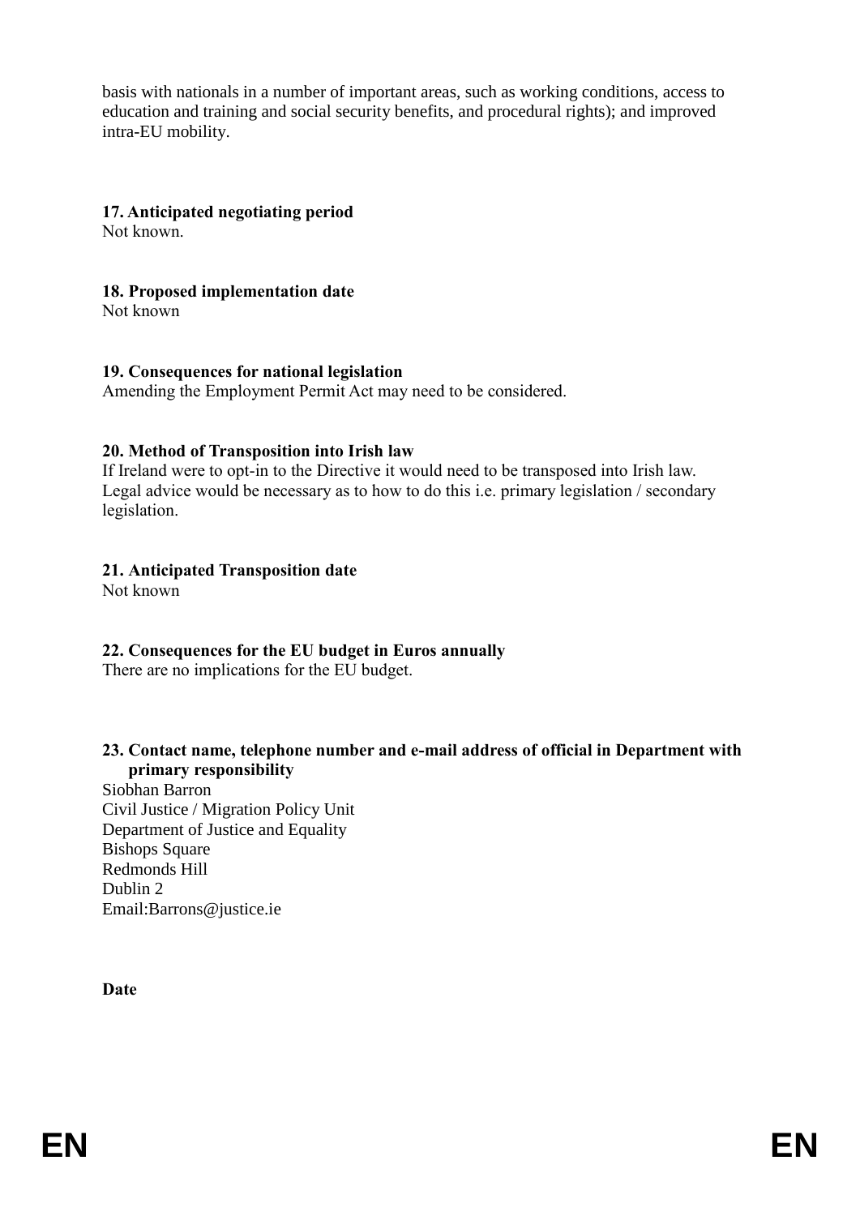basis with nationals in a number of important areas, such as working conditions, access to education and training and social security benefits, and procedural rights); and improved intra-EU mobility.

**17. Anticipated negotiating period**
Not known.

**18. Proposed implementation date**
Not known

**19. Consequences for national legislation**
Amending the Employment Permit Act may need to be considered.

**20. Method of Transposition into Irish law**
If Ireland were to opt-in to the Directive it would need to be transposed into Irish law. Legal advice would be necessary as to how to do this i.e. primary legislation / secondary legislation.

**21. Anticipated Transposition date**
Not known

**22. Consequences for the EU budget in Euros annually**
There are no implications for the EU budget.

**23. Contact name, telephone number and e-mail address of official in Department with primary responsibility**
Siobhan Barron
Civil Justice / Migration Policy Unit
Department of Justice and Equality
Bishops Square
Redmonds Hill
Dublin 2
Email:Barrons@justice.ie

**Date**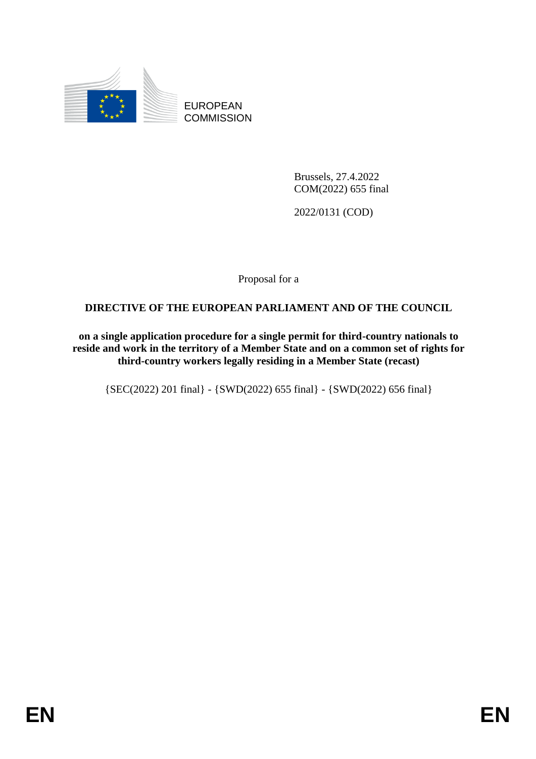EUROPEAN COMMISSION

Brussels, 27.4.2022
COM(2022) 655 final

2022/0131 (COD)

Proposal for a

**DIRECTIVE OF THE EUROPEAN PARLIAMENT AND OF THE COUNCIL**

**on a single application procedure for a single permit for third-country nationals to reside and work in the territory of a Member State and on a common set of rights for third-country workers legally residing in a Member State (recast)**

{SEC(2022) 201 final} - {SWD(2022) 655 final} - {SWD(2022) 656 final}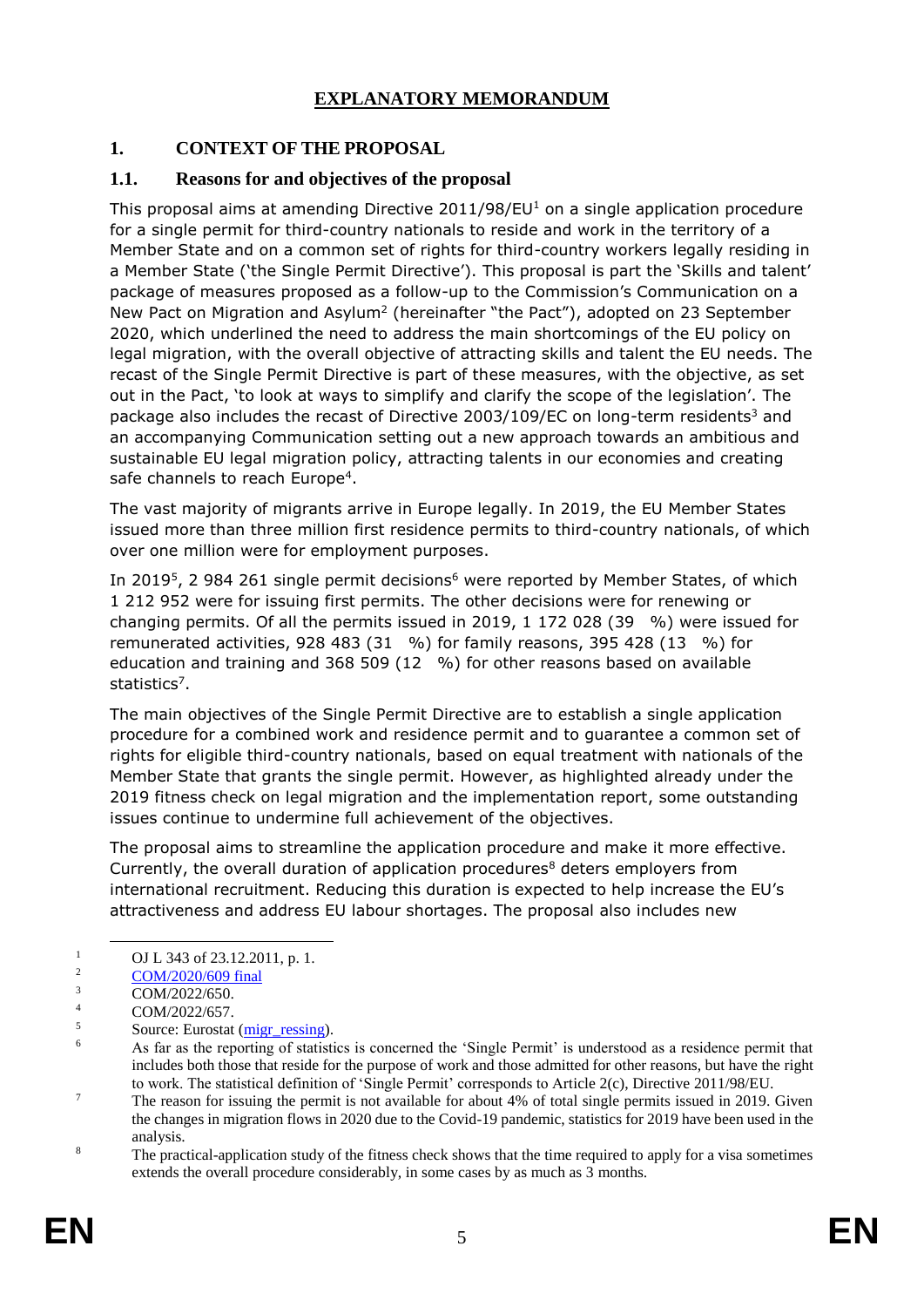# EXPLANATORY MEMORANDUM

## 1. CONTEXT OF THE PROPOSAL

### 1.1. Reasons for and objectives of the proposal

This proposal aims at amending Directive 2011/98/EU[1] on a single application procedure for a single permit for third-country nationals to reside and work in the territory of a Member State and on a common set of rights for third-country workers legally residing in a Member State ('the Single Permit Directive'). This proposal is part the 'Skills and talent' package of measures proposed as a follow-up to the Commission's Communication on a New Pact on Migration and Asylum[2] (hereinafter "the Pact"), adopted on 23 September 2020, which underlined the need to address the main shortcomings of the EU policy on legal migration, with the overall objective of attracting skills and talent the EU needs. The recast of the Single Permit Directive is part of these measures, with the objective, as set out in the Pact, 'to look at ways to simplify and clarify the scope of the legislation'. The package also includes the recast of Directive 2003/109/EC on long-term residents[3] and an accompanying Communication setting out a new approach towards an ambitious and sustainable EU legal migration policy, attracting talents in our economies and creating safe channels to reach Europe[4].

The vast majority of migrants arrive in Europe legally. In 2019, the EU Member States issued more than three million first residence permits to third-country nationals, of which over one million were for employment purposes.

In 2019[5], 2 984 261 single permit decisions[6] were reported by Member States, of which 1 212 952 were for issuing first permits. The other decisions were for renewing or changing permits. Of all the permits issued in 2019, 1 172 028 (39 %) were issued for remunerated activities, 928 483 (31 %) for family reasons, 395 428 (13 %) for education and training and 368 509 (12 %) for other reasons based on available statistics[7].

The main objectives of the Single Permit Directive are to establish a single application procedure for a combined work and residence permit and to guarantee a common set of rights for eligible third-country nationals, based on equal treatment with nationals of the Member State that grants the single permit. However, as highlighted already under the 2019 fitness check on legal migration and the implementation report, some outstanding issues continue to undermine full achievement of the objectives.

The proposal aims to streamline the application procedure and make it more effective. Currently, the overall duration of application procedures[8] deters employers from international recruitment. Reducing this duration is expected to help increase the EU's attractiveness and address EU labour shortages. The proposal also includes new

---

[1] OJ L 343 of 23.12.2011, p. 1.

[2] COM/2020/609 final

[3] COM/2022/650.

[4] COM/2022/657.

[5] Source: Eurostat (migr_ressing).

[6] As far as the reporting of statistics is concerned the 'Single Permit' is understood as a residence permit that includes both those that reside for the purpose of work and those admitted for other reasons, but have the right to work. The statistical definition of 'Single Permit' corresponds to Article 2(c), Directive 2011/98/EU.

[7] The reason for issuing the permit is not available for about 4% of total single permits issued in 2019. Given the changes in migration flows in 2020 due to the Covid-19 pandemic, statistics for 2019 have been used in the analysis.

[8] The practical-application study of the fitness check shows that the time required to apply for a visa sometimes extends the overall procedure considerably, in some cases by as much as 3 months.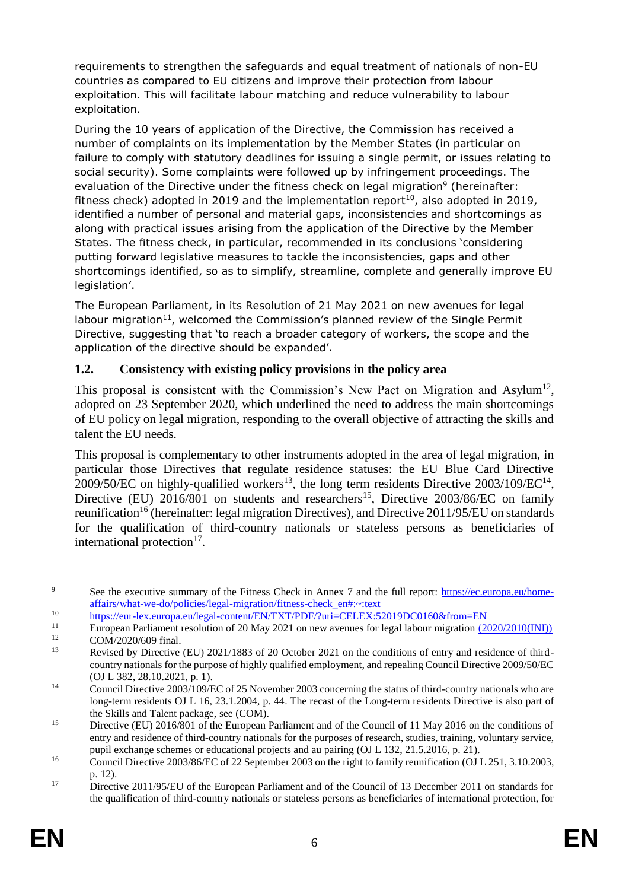requirements to strengthen the safeguards and equal treatment of nationals of non-EU countries as compared to EU citizens and improve their protection from labour exploitation. This will facilitate labour matching and reduce vulnerability to labour exploitation.

During the 10 years of application of the Directive, the Commission has received a number of complaints on its implementation by the Member States (in particular on failure to comply with statutory deadlines for issuing a single permit, or issues relating to social security). Some complaints were followed up by infringement proceedings. The evaluation of the Directive under the fitness check on legal migration[9] (hereinafter: fitness check) adopted in 2019 and the implementation report[10], also adopted in 2019, identified a number of personal and material gaps, inconsistencies and shortcomings as along with practical issues arising from the application of the Directive by the Member States. The fitness check, in particular, recommended in its conclusions 'considering putting forward legislative measures to tackle the inconsistencies, gaps and other shortcomings identified, so as to simplify, streamline, complete and generally improve EU legislation'.

The European Parliament, in its Resolution of 21 May 2021 on new avenues for legal labour migration[11], welcomed the Commission's planned review of the Single Permit Directive, suggesting that 'to reach a broader category of workers, the scope and the application of the directive should be expanded'.

### 1.2. Consistency with existing policy provisions in the policy area

This proposal is consistent with the Commission's New Pact on Migration and Asylum[12], adopted on 23 September 2020, which underlined the need to address the main shortcomings of EU policy on legal migration, responding to the overall objective of attracting the skills and talent the EU needs.

This proposal is complementary to other instruments adopted in the area of legal migration, in particular those Directives that regulate residence statuses: the EU Blue Card Directive 2009/50/EC on highly-qualified workers[13], the long term residents Directive 2003/109/EC[14], Directive (EU) 2016/801 on students and researchers[15], Directive 2003/86/EC on family reunification[16] (hereinafter: legal migration Directives), and Directive 2011/95/EU on standards for the qualification of third-country nationals or stateless persons as beneficiaries of international protection[17].

---

[9] See the executive summary of the Fitness Check in Annex 7 and the full report: https://ec.europa.eu/home-affairs/what-we-do/policies/legal-migration/fitness-check_en#:~:text

[10] https://eur-lex.europa.eu/legal-content/EN/TXT/PDF/?uri=CELEX:52019DC0160&from=EN

[11] European Parliament resolution of 20 May 2021 on new avenues for legal labour migration (2020/2010(INI))

[12] COM/2020/609 final.

[13] Revised by Directive (EU) 2021/1883 of 20 October 2021 on the conditions of entry and residence of third-country nationals for the purpose of highly qualified employment, and repealing Council Directive 2009/50/EC (OJ L 382, 28.10.2021, p. 1).

[14] Council Directive 2003/109/EC of 25 November 2003 concerning the status of third-country nationals who are long-term residents OJ L 16, 23.1.2004, p. 44. The recast of the Long-term residents Directive is also part of the Skills and Talent package, see (COM).

[15] Directive (EU) 2016/801 of the European Parliament and of the Council of 11 May 2016 on the conditions of entry and residence of third-country nationals for the purposes of research, studies, training, voluntary service, pupil exchange schemes or educational projects and au pairing (OJ L 132, 21.5.2016, p. 21).

[16] Council Directive 2003/86/EC of 22 September 2003 on the right to family reunification (OJ L 251, 3.10.2003, p. 12).

[17] Directive 2011/95/EU of the European Parliament and of the Council of 13 December 2011 on standards for the qualification of third-country nationals or stateless persons as beneficiaries of international protection, for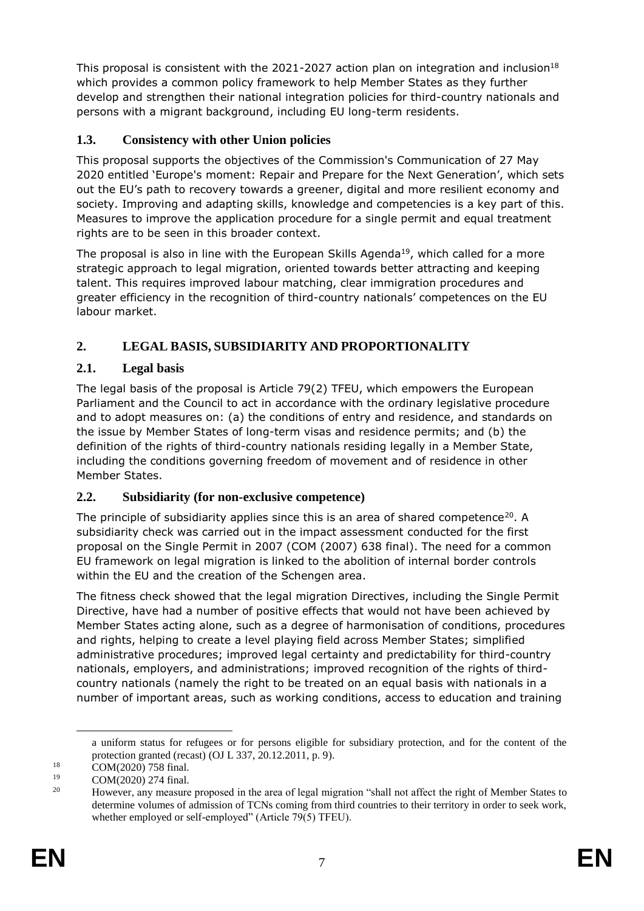This proposal is consistent with the 2021-2027 action plan on integration and inclusion[18] which provides a common policy framework to help Member States as they further develop and strengthen their national integration policies for third-country nationals and persons with a migrant background, including EU long-term residents.

## 1.3. Consistency with other Union policies

This proposal supports the objectives of the Commission's Communication of 27 May 2020 entitled 'Europe's moment: Repair and Prepare for the Next Generation', which sets out the EU's path to recovery towards a greener, digital and more resilient economy and society. Improving and adapting skills, knowledge and competencies is a key part of this. Measures to improve the application procedure for a single permit and equal treatment rights are to be seen in this broader context.

The proposal is also in line with the European Skills Agenda[19], which called for a more strategic approach to legal migration, oriented towards better attracting and keeping talent. This requires improved labour matching, clear immigration procedures and greater efficiency in the recognition of third-country nationals' competences on the EU labour market.

# 2. LEGAL BASIS, SUBSIDIARITY AND PROPORTIONALITY

## 2.1. Legal basis

The legal basis of the proposal is Article 79(2) TFEU, which empowers the European Parliament and the Council to act in accordance with the ordinary legislative procedure and to adopt measures on: (a) the conditions of entry and residence, and standards on the issue by Member States of long-term visas and residence permits; and (b) the definition of the rights of third-country nationals residing legally in a Member State, including the conditions governing freedom of movement and of residence in other Member States.

## 2.2. Subsidiarity (for non-exclusive competence)

The principle of subsidiarity applies since this is an area of shared competence[20]. A subsidiarity check was carried out in the impact assessment conducted for the first proposal on the Single Permit in 2007 (COM (2007) 638 final). The need for a common EU framework on legal migration is linked to the abolition of internal border controls within the EU and the creation of the Schengen area.

The fitness check showed that the legal migration Directives, including the Single Permit Directive, have had a number of positive effects that would not have been achieved by Member States acting alone, such as a degree of harmonisation of conditions, procedures and rights, helping to create a level playing field across Member States; simplified administrative procedures; improved legal certainty and predictability for third-country nationals, employers, and administrations; improved recognition of the rights of third-country nationals (namely the right to be treated on an equal basis with nationals in a number of important areas, such as working conditions, access to education and training

---

a uniform status for refugees or for persons eligible for subsidiary protection, and for the content of the protection granted (recast) (OJ L 337, 20.12.2011, p. 9).

[18] COM(2020) 758 final.

[19] COM(2020) 274 final.

[20] However, any measure proposed in the area of legal migration "shall not affect the right of Member States to determine volumes of admission of TCNs coming from third countries to their territory in order to seek work, whether employed or self-employed" (Article 79(5) TFEU).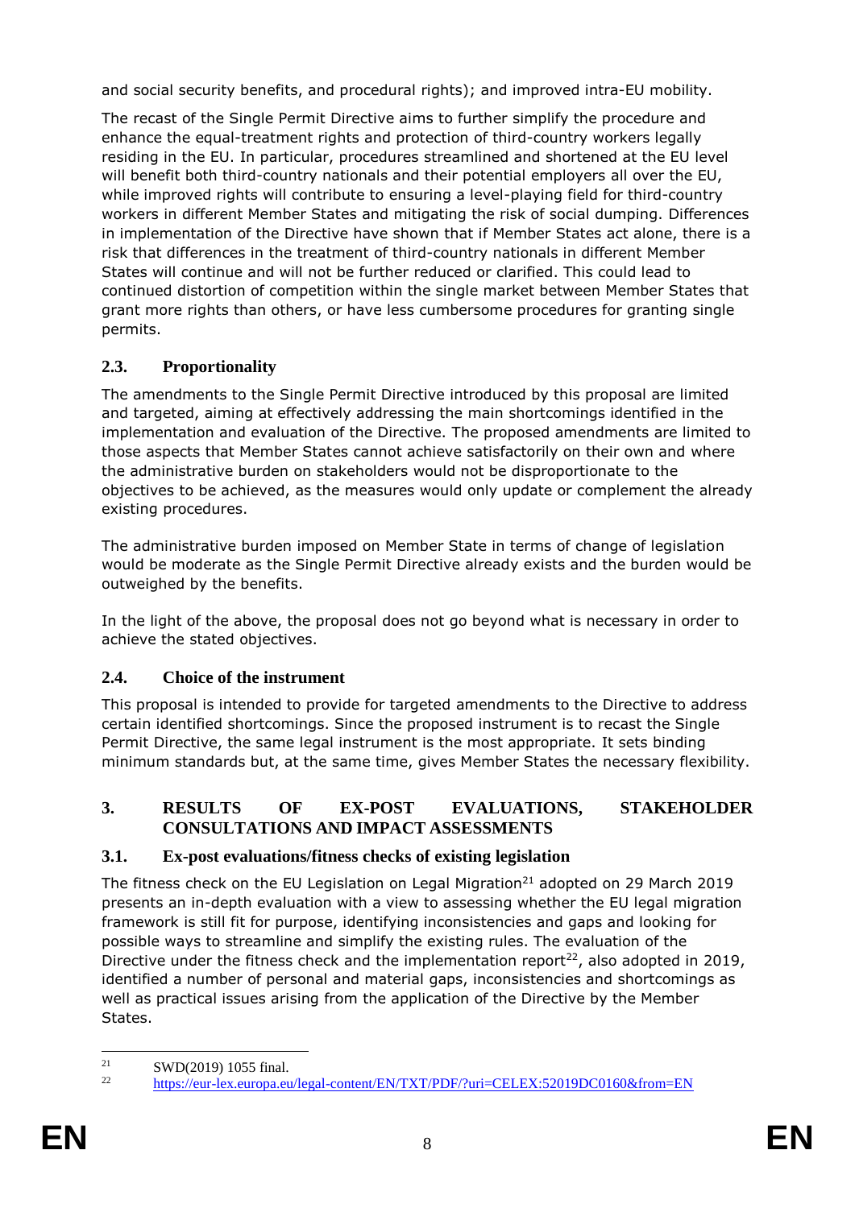and social security benefits, and procedural rights); and improved intra-EU mobility.

The recast of the Single Permit Directive aims to further simplify the procedure and enhance the equal-treatment rights and protection of third-country workers legally residing in the EU. In particular, procedures streamlined and shortened at the EU level will benefit both third-country nationals and their potential employers all over the EU, while improved rights will contribute to ensuring a level-playing field for third-country workers in different Member States and mitigating the risk of social dumping. Differences in implementation of the Directive have shown that if Member States act alone, there is a risk that differences in the treatment of third-country nationals in different Member States will continue and will not be further reduced or clarified. This could lead to continued distortion of competition within the single market between Member States that grant more rights than others, or have less cumbersome procedures for granting single permits.

## 2.3. Proportionality

The amendments to the Single Permit Directive introduced by this proposal are limited and targeted, aiming at effectively addressing the main shortcomings identified in the implementation and evaluation of the Directive. The proposed amendments are limited to those aspects that Member States cannot achieve satisfactorily on their own and where the administrative burden on stakeholders would not be disproportionate to the objectives to be achieved, as the measures would only update or complement the already existing procedures.

The administrative burden imposed on Member State in terms of change of legislation would be moderate as the Single Permit Directive already exists and the burden would be outweighed by the benefits.

In the light of the above, the proposal does not go beyond what is necessary in order to achieve the stated objectives.

## 2.4. Choice of the instrument

This proposal is intended to provide for targeted amendments to the Directive to address certain identified shortcomings. Since the proposed instrument is to recast the Single Permit Directive, the same legal instrument is the most appropriate. It sets binding minimum standards but, at the same time, gives Member States the necessary flexibility.

# 3. RESULTS OF EX-POST EVALUATIONS, STAKEHOLDER CONSULTATIONS AND IMPACT ASSESSMENTS

## 3.1. Ex-post evaluations/fitness checks of existing legislation

The fitness check on the EU Legislation on Legal Migration[21] adopted on 29 March 2019 presents an in-depth evaluation with a view to assessing whether the EU legal migration framework is still fit for purpose, identifying inconsistencies and gaps and looking for possible ways to streamline and simplify the existing rules. The evaluation of the Directive under the fitness check and the implementation report[22], also adopted in 2019, identified a number of personal and material gaps, inconsistencies and shortcomings as well as practical issues arising from the application of the Directive by the Member States.

---

[21] SWD(2019) 1055 final.

[22] https://eur-lex.europa.eu/legal-content/EN/TXT/PDF/?uri=CELEX:52019DC0160&from=EN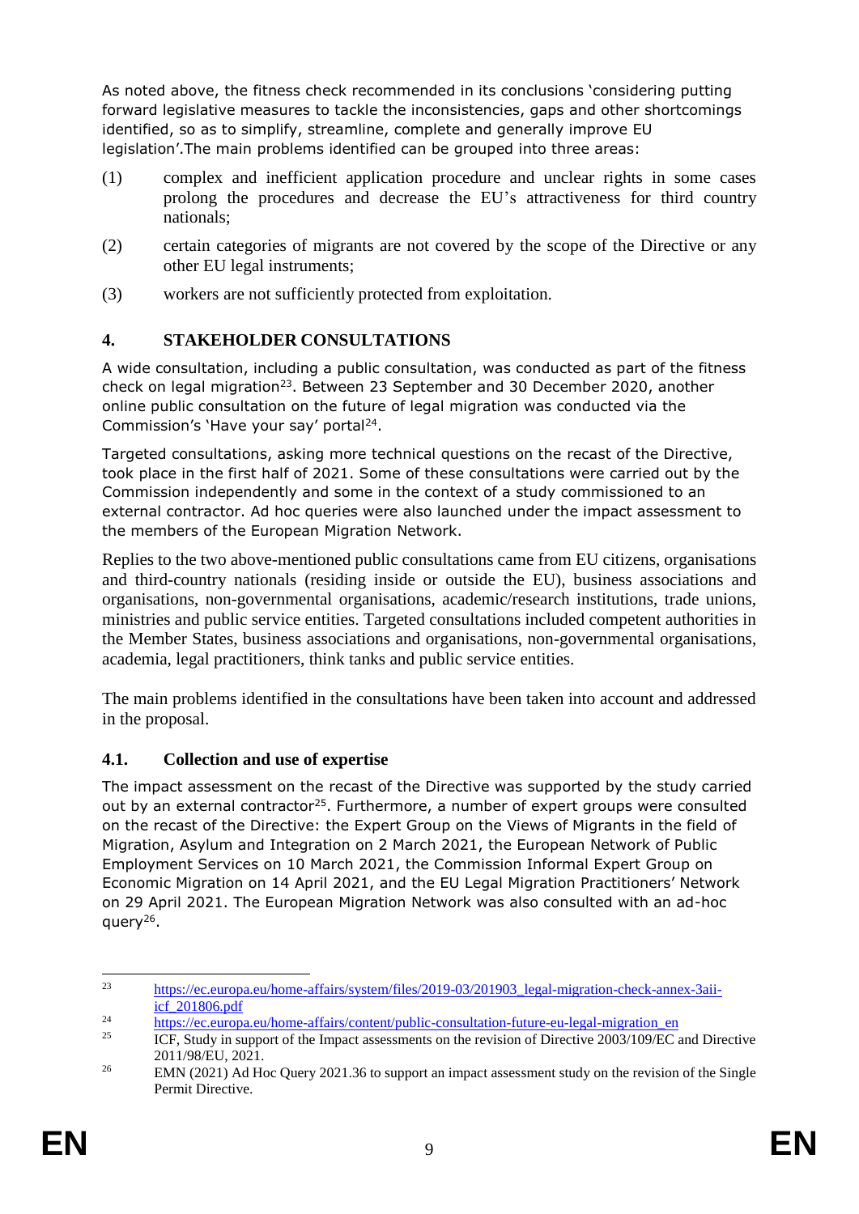As noted above, the fitness check recommended in its conclusions 'considering putting forward legislative measures to tackle the inconsistencies, gaps and other shortcomings identified, so as to simplify, streamline, complete and generally improve EU legislation'.The main problems identified can be grouped into three areas:

(1) complex and inefficient application procedure and unclear rights in some cases prolong the procedures and decrease the EU's attractiveness for third country nationals;

(2) certain categories of migrants are not covered by the scope of the Directive or any other EU legal instruments;

(3) workers are not sufficiently protected from exploitation.

## 4. STAKEHOLDER CONSULTATIONS

A wide consultation, including a public consultation, was conducted as part of the fitness check on legal migration[23]. Between 23 September and 30 December 2020, another online public consultation on the future of legal migration was conducted via the Commission's 'Have your say' portal[24].

Targeted consultations, asking more technical questions on the recast of the Directive, took place in the first half of 2021. Some of these consultations were carried out by the Commission independently and some in the context of a study commissioned to an external contractor. Ad hoc queries were also launched under the impact assessment to the members of the European Migration Network.

Replies to the two above-mentioned public consultations came from EU citizens, organisations and third-country nationals (residing inside or outside the EU), business associations and organisations, non-governmental organisations, academic/research institutions, trade unions, ministries and public service entities. Targeted consultations included competent authorities in the Member States, business associations and organisations, non-governmental organisations, academia, legal practitioners, think tanks and public service entities.

The main problems identified in the consultations have been taken into account and addressed in the proposal.

### 4.1. Collection and use of expertise

The impact assessment on the recast of the Directive was supported by the study carried out by an external contractor[25]. Furthermore, a number of expert groups were consulted on the recast of the Directive: the Expert Group on the Views of Migrants in the field of Migration, Asylum and Integration on 2 March 2021, the European Network of Public Employment Services on 10 March 2021, the Commission Informal Expert Group on Economic Migration on 14 April 2021, and the EU Legal Migration Practitioners' Network on 29 April 2021. The European Migration Network was also consulted with an ad-hoc query[26].

---

[23] https://ec.europa.eu/home-affairs/system/files/2019-03/201903_legal-migration-check-annex-3aii-icf_201806.pdf

[24] https://ec.europa.eu/home-affairs/content/public-consultation-future-eu-legal-migration_en

[25] ICF, Study in support of the Impact assessments on the revision of Directive 2003/109/EC and Directive 2011/98/EU, 2021.

[26] EMN (2021) Ad Hoc Query 2021.36 to support an impact assessment study on the revision of the Single Permit Directive.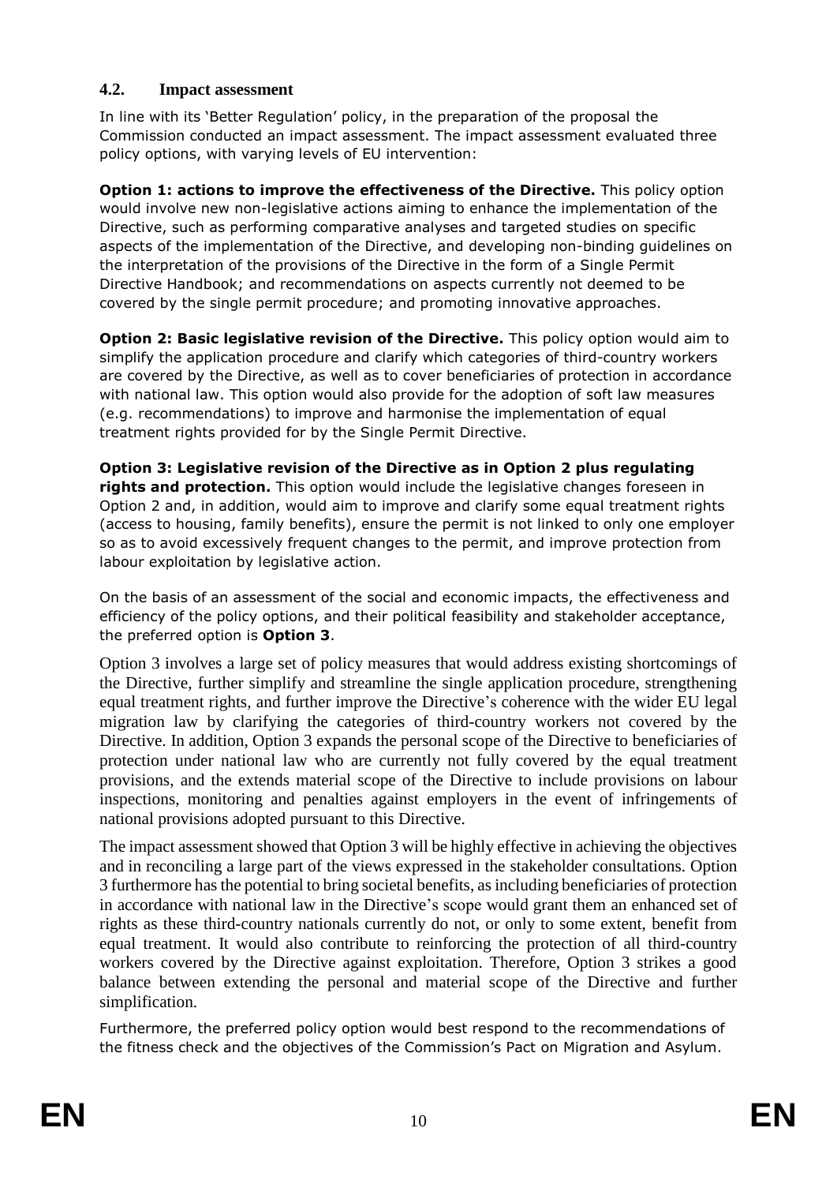### 4.2. Impact assessment

In line with its 'Better Regulation' policy, in the preparation of the proposal the Commission conducted an impact assessment. The impact assessment evaluated three policy options, with varying levels of EU intervention:

**Option 1: actions to improve the effectiveness of the Directive.** This policy option would involve new non-legislative actions aiming to enhance the implementation of the Directive, such as performing comparative analyses and targeted studies on specific aspects of the implementation of the Directive, and developing non-binding guidelines on the interpretation of the provisions of the Directive in the form of a Single Permit Directive Handbook; and recommendations on aspects currently not deemed to be covered by the single permit procedure; and promoting innovative approaches.

**Option 2: Basic legislative revision of the Directive.** This policy option would aim to simplify the application procedure and clarify which categories of third-country workers are covered by the Directive, as well as to cover beneficiaries of protection in accordance with national law. This option would also provide for the adoption of soft law measures (e.g. recommendations) to improve and harmonise the implementation of equal treatment rights provided for by the Single Permit Directive.

**Option 3: Legislative revision of the Directive as in Option 2 plus regulating rights and protection.** This option would include the legislative changes foreseen in Option 2 and, in addition, would aim to improve and clarify some equal treatment rights (access to housing, family benefits), ensure the permit is not linked to only one employer so as to avoid excessively frequent changes to the permit, and improve protection from labour exploitation by legislative action.

On the basis of an assessment of the social and economic impacts, the effectiveness and efficiency of the policy options, and their political feasibility and stakeholder acceptance, the preferred option is **Option 3**.

Option 3 involves a large set of policy measures that would address existing shortcomings of the Directive, further simplify and streamline the single application procedure, strengthening equal treatment rights, and further improve the Directive's coherence with the wider EU legal migration law by clarifying the categories of third-country workers not covered by the Directive. In addition, Option 3 expands the personal scope of the Directive to beneficiaries of protection under national law who are currently not fully covered by the equal treatment provisions, and the extends material scope of the Directive to include provisions on labour inspections, monitoring and penalties against employers in the event of infringements of national provisions adopted pursuant to this Directive.

The impact assessment showed that Option 3 will be highly effective in achieving the objectives and in reconciling a large part of the views expressed in the stakeholder consultations. Option 3 furthermore has the potential to bring societal benefits, as including beneficiaries of protection in accordance with national law in the Directive's scope would grant them an enhanced set of rights as these third-country nationals currently do not, or only to some extent, benefit from equal treatment. It would also contribute to reinforcing the protection of all third-country workers covered by the Directive against exploitation. Therefore, Option 3 strikes a good balance between extending the personal and material scope of the Directive and further simplification.

Furthermore, the preferred policy option would best respond to the recommendations of the fitness check and the objectives of the Commission's Pact on Migration and Asylum.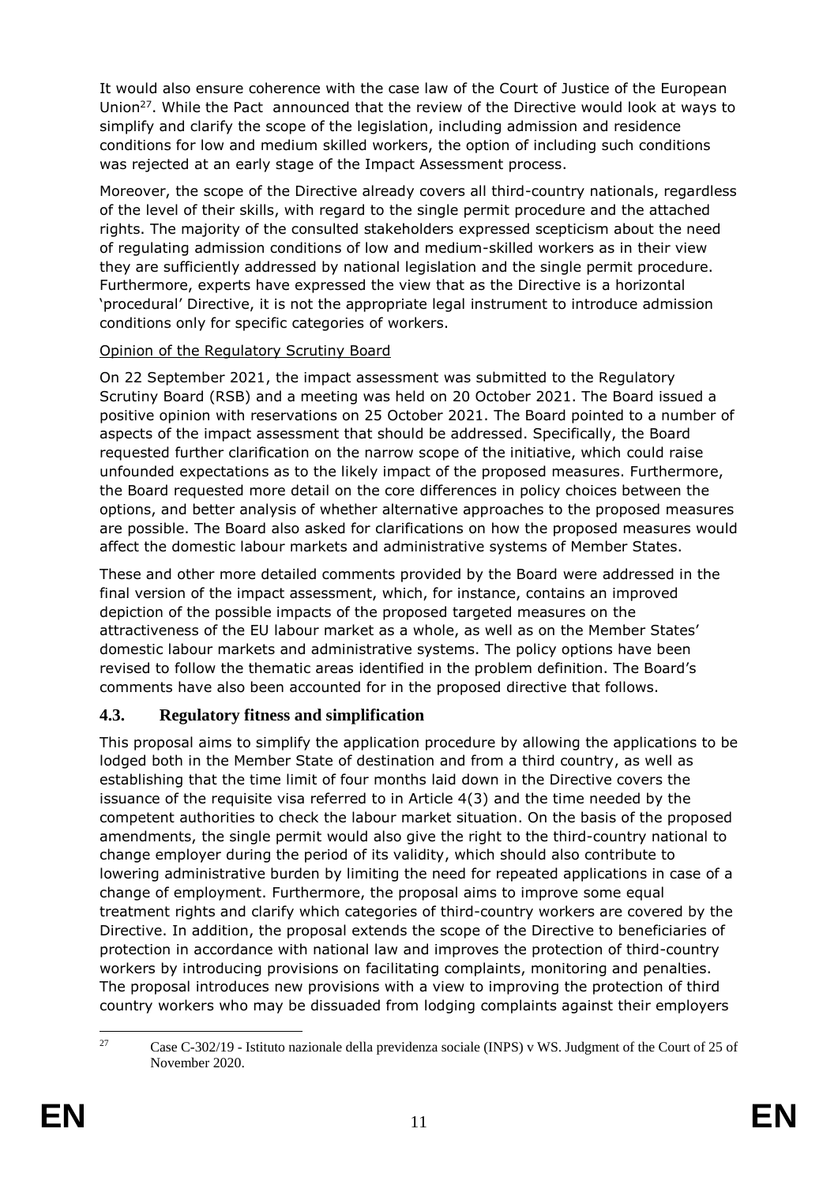It would also ensure coherence with the case law of the Court of Justice of the European Union[27]. While the Pact announced that the review of the Directive would look at ways to simplify and clarify the scope of the legislation, including admission and residence conditions for low and medium skilled workers, the option of including such conditions was rejected at an early stage of the Impact Assessment process.

Moreover, the scope of the Directive already covers all third-country nationals, regardless of the level of their skills, with regard to the single permit procedure and the attached rights. The majority of the consulted stakeholders expressed scepticism about the need of regulating admission conditions of low and medium-skilled workers as in their view they are sufficiently addressed by national legislation and the single permit procedure. Furthermore, experts have expressed the view that as the Directive is a horizontal 'procedural' Directive, it is not the appropriate legal instrument to introduce admission conditions only for specific categories of workers.

Opinion of the Regulatory Scrutiny Board

On 22 September 2021, the impact assessment was submitted to the Regulatory Scrutiny Board (RSB) and a meeting was held on 20 October 2021. The Board issued a positive opinion with reservations on 25 October 2021. The Board pointed to a number of aspects of the impact assessment that should be addressed. Specifically, the Board requested further clarification on the narrow scope of the initiative, which could raise unfounded expectations as to the likely impact of the proposed measures. Furthermore, the Board requested more detail on the core differences in policy choices between the options, and better analysis of whether alternative approaches to the proposed measures are possible. The Board also asked for clarifications on how the proposed measures would affect the domestic labour markets and administrative systems of Member States.

These and other more detailed comments provided by the Board were addressed in the final version of the impact assessment, which, for instance, contains an improved depiction of the possible impacts of the proposed targeted measures on the attractiveness of the EU labour market as a whole, as well as on the Member States' domestic labour markets and administrative systems. The policy options have been revised to follow the thematic areas identified in the problem definition. The Board's comments have also been accounted for in the proposed directive that follows.

### 4.3. Regulatory fitness and simplification

This proposal aims to simplify the application procedure by allowing the applications to be lodged both in the Member State of destination and from a third country, as well as establishing that the time limit of four months laid down in the Directive covers the issuance of the requisite visa referred to in Article 4(3) and the time needed by the competent authorities to check the labour market situation. On the basis of the proposed amendments, the single permit would also give the right to the third-country national to change employer during the period of its validity, which should also contribute to lowering administrative burden by limiting the need for repeated applications in case of a change of employment. Furthermore, the proposal aims to improve some equal treatment rights and clarify which categories of third-country workers are covered by the Directive. In addition, the proposal extends the scope of the Directive to beneficiaries of protection in accordance with national law and improves the protection of third-country workers by introducing provisions on facilitating complaints, monitoring and penalties. The proposal introduces new provisions with a view to improving the protection of third country workers who may be dissuaded from lodging complaints against their employers

[27] Case C-302/19 - Istituto nazionale della previdenza sociale (INPS) v WS. Judgment of the Court of 25 of November 2020.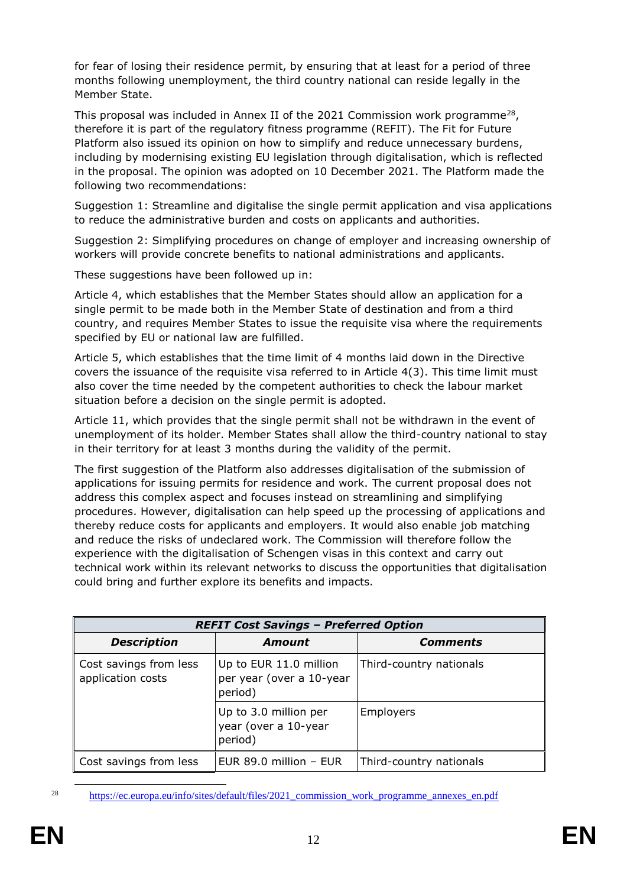for fear of losing their residence permit, by ensuring that at least for a period of three months following unemployment, the third country national can reside legally in the Member State.

This proposal was included in Annex II of the 2021 Commission work programme[28], therefore it is part of the regulatory fitness programme (REFIT). The Fit for Future Platform also issued its opinion on how to simplify and reduce unnecessary burdens, including by modernising existing EU legislation through digitalisation, which is reflected in the proposal. The opinion was adopted on 10 December 2021. The Platform made the following two recommendations:

Suggestion 1: Streamline and digitalise the single permit application and visa applications to reduce the administrative burden and costs on applicants and authorities.

Suggestion 2: Simplifying procedures on change of employer and increasing ownership of workers will provide concrete benefits to national administrations and applicants.

These suggestions have been followed up in:

Article 4, which establishes that the Member States should allow an application for a single permit to be made both in the Member State of destination and from a third country, and requires Member States to issue the requisite visa where the requirements specified by EU or national law are fulfilled.

Article 5, which establishes that the time limit of 4 months laid down in the Directive covers the issuance of the requisite visa referred to in Article 4(3). This time limit must also cover the time needed by the competent authorities to check the labour market situation before a decision on the single permit is adopted.

Article 11, which provides that the single permit shall not be withdrawn in the event of unemployment of its holder. Member States shall allow the third-country national to stay in their territory for at least 3 months during the validity of the permit.

The first suggestion of the Platform also addresses digitalisation of the submission of applications for issuing permits for residence and work. The current proposal does not address this complex aspect and focuses instead on streamlining and simplifying procedures. However, digitalisation can help speed up the processing of applications and thereby reduce costs for applicants and employers. It would also enable job matching and reduce the risks of undeclared work. The Commission will therefore follow the experience with the digitalisation of Schengen visas in this context and carry out technical work within its relevant networks to discuss the opportunities that digitalisation could bring and further explore its benefits and impacts.

| ***REFIT Cost Savings – Preferred Option*** | | |
|---|---|---|
| ***Description*** | ***Amount*** | ***Comments*** |
| Cost savings from less application costs | Up to EUR 11.0 million per year (over a 10-year period) | Third-country nationals |
| | Up to 3.0 million per year (over a 10-year period) | Employers |
| Cost savings from less | EUR 89.0 million – EUR | Third-country nationals |

[28] https://ec.europa.eu/info/sites/default/files/2021_commission_work_programme_annexes_en.pdf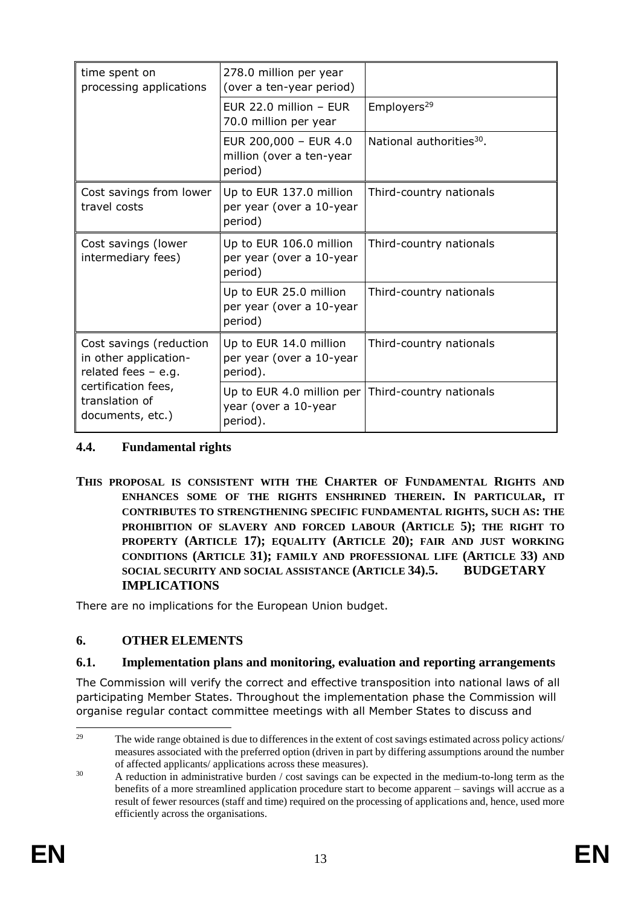| | | |
|---|---|---|
| time spent on processing applications | 278.0 million per year (over a ten-year period) | |
| | EUR 22.0 million – EUR 70.0 million per year | Employers[29] |
| | EUR 200,000 – EUR 4.0 million (over a ten-year period) | National authorities[30]. |
| Cost savings from lower travel costs | Up to EUR 137.0 million per year (over a 10-year period) | Third-country nationals |
| Cost savings (lower intermediary fees) | Up to EUR 106.0 million per year (over a 10-year period) | Third-country nationals |
| | Up to EUR 25.0 million per year (over a 10-year period) | Third-country nationals |
| Cost savings (reduction in other application-related fees – e.g. certification fees, translation of documents, etc.) | Up to EUR 14.0 million per year (over a 10-year period). | Third-country nationals |
| | Up to EUR 4.0 million per year (over a 10-year period). | Third-country nationals |

## 4.4. Fundamental rights

**THIS PROPOSAL IS CONSISTENT WITH THE CHARTER OF FUNDAMENTAL RIGHTS AND ENHANCES SOME OF THE RIGHTS ENSHRINED THEREIN. IN PARTICULAR, IT CONTRIBUTES TO STRENGTHENING SPECIFIC FUNDAMENTAL RIGHTS, SUCH AS: THE PROHIBITION OF SLAVERY AND FORCED LABOUR (ARTICLE 5); THE RIGHT TO PROPERTY (ARTICLE 17); EQUALITY (ARTICLE 20); FAIR AND JUST WORKING CONDITIONS (ARTICLE 31); FAMILY AND PROFESSIONAL LIFE (ARTICLE 33) AND SOCIAL SECURITY AND SOCIAL ASSISTANCE (ARTICLE 34).**

## 5. BUDGETARY IMPLICATIONS

There are no implications for the European Union budget.

## 6. OTHER ELEMENTS

### 6.1. Implementation plans and monitoring, evaluation and reporting arrangements

The Commission will verify the correct and effective transposition into national laws of all participating Member States. Throughout the implementation phase the Commission will organise regular contact committee meetings with all Member States to discuss and

[29] The wide range obtained is due to differences in the extent of cost savings estimated across policy actions/ measures associated with the preferred option (driven in part by differing assumptions around the number of affected applicants/ applications across these measures).

[30] A reduction in administrative burden / cost savings can be expected in the medium-to-long term as the benefits of a more streamlined application procedure start to become apparent – savings will accrue as a result of fewer resources (staff and time) required on the processing of applications and, hence, used more efficiently across the organisations.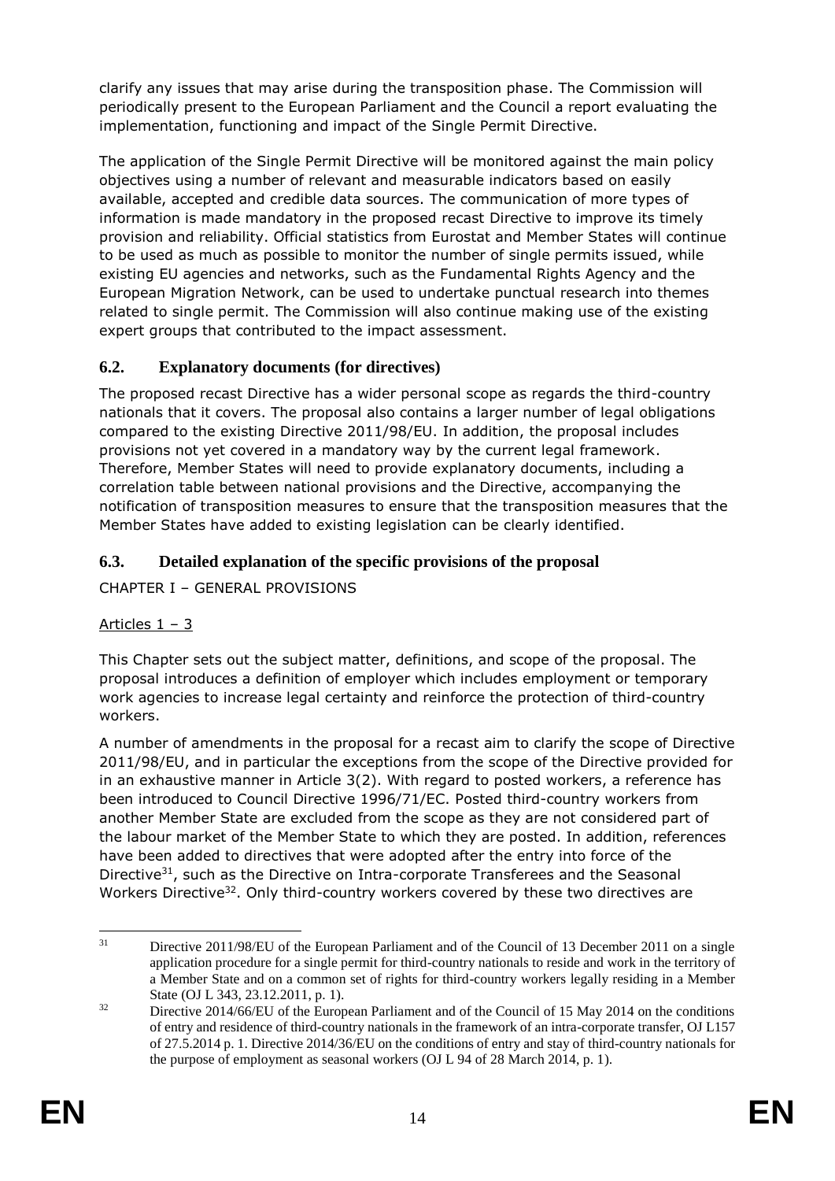clarify any issues that may arise during the transposition phase. The Commission will periodically present to the European Parliament and the Council a report evaluating the implementation, functioning and impact of the Single Permit Directive.

The application of the Single Permit Directive will be monitored against the main policy objectives using a number of relevant and measurable indicators based on easily available, accepted and credible data sources. The communication of more types of information is made mandatory in the proposed recast Directive to improve its timely provision and reliability. Official statistics from Eurostat and Member States will continue to be used as much as possible to monitor the number of single permits issued, while existing EU agencies and networks, such as the Fundamental Rights Agency and the European Migration Network, can be used to undertake punctual research into themes related to single permit. The Commission will also continue making use of the existing expert groups that contributed to the impact assessment.

## 6.2. Explanatory documents (for directives)

The proposed recast Directive has a wider personal scope as regards the third-country nationals that it covers. The proposal also contains a larger number of legal obligations compared to the existing Directive 2011/98/EU. In addition, the proposal includes provisions not yet covered in a mandatory way by the current legal framework. Therefore, Member States will need to provide explanatory documents, including a correlation table between national provisions and the Directive, accompanying the notification of transposition measures to ensure that the transposition measures that the Member States have added to existing legislation can be clearly identified.

## 6.3. Detailed explanation of the specific provisions of the proposal

CHAPTER I – GENERAL PROVISIONS

Articles 1 – 3

This Chapter sets out the subject matter, definitions, and scope of the proposal. The proposal introduces a definition of employer which includes employment or temporary work agencies to increase legal certainty and reinforce the protection of third-country workers.

A number of amendments in the proposal for a recast aim to clarify the scope of Directive 2011/98/EU, and in particular the exceptions from the scope of the Directive provided for in an exhaustive manner in Article 3(2). With regard to posted workers, a reference has been introduced to Council Directive 1996/71/EC. Posted third-country workers from another Member State are excluded from the scope as they are not considered part of the labour market of the Member State to which they are posted. In addition, references have been added to directives that were adopted after the entry into force of the Directive[31], such as the Directive on Intra-corporate Transferees and the Seasonal Workers Directive[32]. Only third-country workers covered by these two directives are

---

[31] Directive 2011/98/EU of the European Parliament and of the Council of 13 December 2011 on a single application procedure for a single permit for third-country nationals to reside and work in the territory of a Member State and on a common set of rights for third-country workers legally residing in a Member State (OJ L 343, 23.12.2011, p. 1).

[32] Directive 2014/66/EU of the European Parliament and of the Council of 15 May 2014 on the conditions of entry and residence of third-country nationals in the framework of an intra-corporate transfer, OJ L157 of 27.5.2014 p. 1. Directive 2014/36/EU on the conditions of entry and stay of third-country nationals for the purpose of employment as seasonal workers (OJ L 94 of 28 March 2014, p. 1).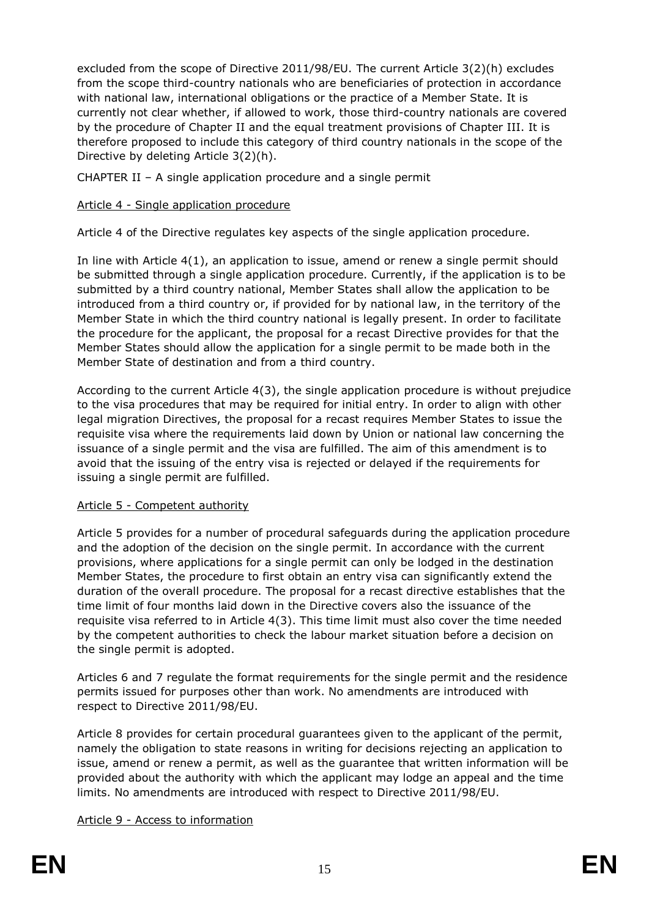excluded from the scope of Directive 2011/98/EU. The current Article 3(2)(h) excludes from the scope third-country nationals who are beneficiaries of protection in accordance with national law, international obligations or the practice of a Member State. It is currently not clear whether, if allowed to work, those third-country nationals are covered by the procedure of Chapter II and the equal treatment provisions of Chapter III. It is therefore proposed to include this category of third country nationals in the scope of the Directive by deleting Article 3(2)(h).

CHAPTER II – A single application procedure and a single permit

Article 4 - Single application procedure

Article 4 of the Directive regulates key aspects of the single application procedure.

In line with Article 4(1), an application to issue, amend or renew a single permit should be submitted through a single application procedure. Currently, if the application is to be submitted by a third country national, Member States shall allow the application to be introduced from a third country or, if provided for by national law, in the territory of the Member State in which the third country national is legally present. In order to facilitate the procedure for the applicant, the proposal for a recast Directive provides for that the Member States should allow the application for a single permit to be made both in the Member State of destination and from a third country.

According to the current Article 4(3), the single application procedure is without prejudice to the visa procedures that may be required for initial entry. In order to align with other legal migration Directives, the proposal for a recast requires Member States to issue the requisite visa where the requirements laid down by Union or national law concerning the issuance of a single permit and the visa are fulfilled. The aim of this amendment is to avoid that the issuing of the entry visa is rejected or delayed if the requirements for issuing a single permit are fulfilled.

Article 5 - Competent authority

Article 5 provides for a number of procedural safeguards during the application procedure and the adoption of the decision on the single permit. In accordance with the current provisions, where applications for a single permit can only be lodged in the destination Member States, the procedure to first obtain an entry visa can significantly extend the duration of the overall procedure. The proposal for a recast directive establishes that the time limit of four months laid down in the Directive covers also the issuance of the requisite visa referred to in Article 4(3). This time limit must also cover the time needed by the competent authorities to check the labour market situation before a decision on the single permit is adopted.

Articles 6 and 7 regulate the format requirements for the single permit and the residence permits issued for purposes other than work. No amendments are introduced with respect to Directive 2011/98/EU.

Article 8 provides for certain procedural guarantees given to the applicant of the permit, namely the obligation to state reasons in writing for decisions rejecting an application to issue, amend or renew a permit, as well as the guarantee that written information will be provided about the authority with which the applicant may lodge an appeal and the time limits. No amendments are introduced with respect to Directive 2011/98/EU.

Article 9 - Access to information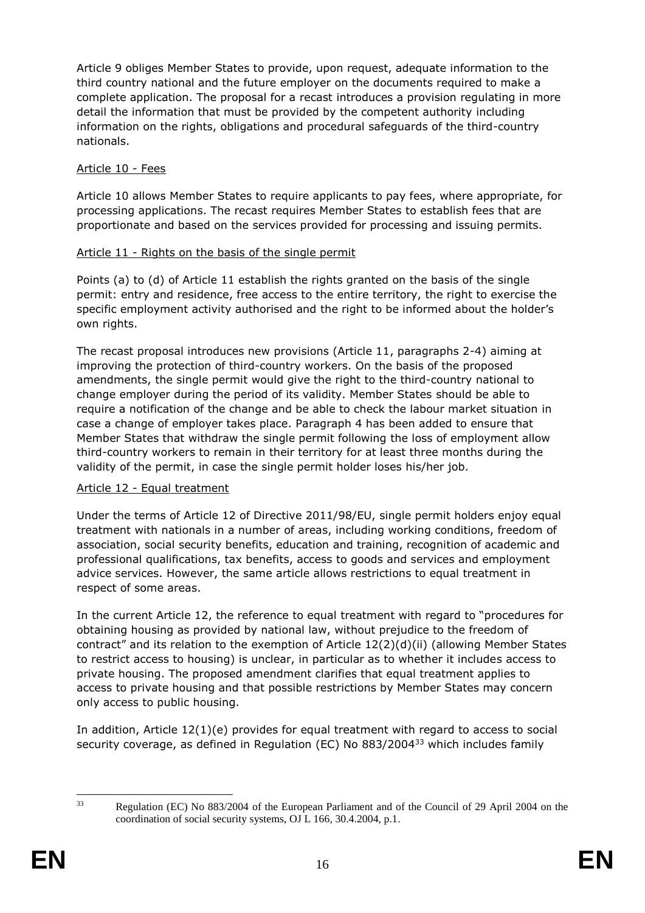Article 9 obliges Member States to provide, upon request, adequate information to the third country national and the future employer on the documents required to make a complete application. The proposal for a recast introduces a provision regulating in more detail the information that must be provided by the competent authority including information on the rights, obligations and procedural safeguards of the third-country nationals.

Article 10 - Fees

Article 10 allows Member States to require applicants to pay fees, where appropriate, for processing applications. The recast requires Member States to establish fees that are proportionate and based on the services provided for processing and issuing permits.

Article 11 - Rights on the basis of the single permit

Points (a) to (d) of Article 11 establish the rights granted on the basis of the single permit: entry and residence, free access to the entire territory, the right to exercise the specific employment activity authorised and the right to be informed about the holder's own rights.

The recast proposal introduces new provisions (Article 11, paragraphs 2-4) aiming at improving the protection of third-country workers. On the basis of the proposed amendments, the single permit would give the right to the third-country national to change employer during the period of its validity. Member States should be able to require a notification of the change and be able to check the labour market situation in case a change of employer takes place. Paragraph 4 has been added to ensure that Member States that withdraw the single permit following the loss of employment allow third-country workers to remain in their territory for at least three months during the validity of the permit, in case the single permit holder loses his/her job.

Article 12 - Equal treatment

Under the terms of Article 12 of Directive 2011/98/EU, single permit holders enjoy equal treatment with nationals in a number of areas, including working conditions, freedom of association, social security benefits, education and training, recognition of academic and professional qualifications, tax benefits, access to goods and services and employment advice services. However, the same article allows restrictions to equal treatment in respect of some areas.

In the current Article 12, the reference to equal treatment with regard to "procedures for obtaining housing as provided by national law, without prejudice to the freedom of contract" and its relation to the exemption of Article 12(2)(d)(ii) (allowing Member States to restrict access to housing) is unclear, in particular as to whether it includes access to private housing. The proposed amendment clarifies that equal treatment applies to access to private housing and that possible restrictions by Member States may concern only access to public housing.

In addition, Article 12(1)(e) provides for equal treatment with regard to access to social security coverage, as defined in Regulation (EC) No 883/2004[33] which includes family

[33] Regulation (EC) No 883/2004 of the European Parliament and of the Council of 29 April 2004 on the coordination of social security systems, OJ L 166, 30.4.2004, p.1.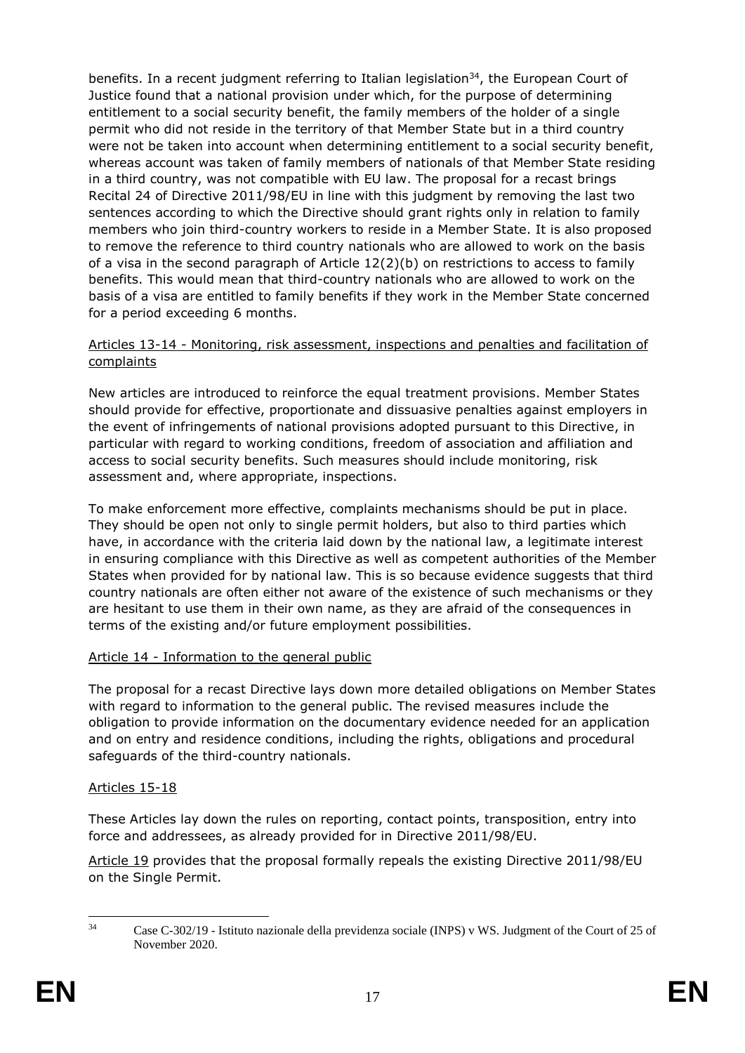benefits. In a recent judgment referring to Italian legislation[34], the European Court of Justice found that a national provision under which, for the purpose of determining entitlement to a social security benefit, the family members of the holder of a single permit who did not reside in the territory of that Member State but in a third country were not be taken into account when determining entitlement to a social security benefit, whereas account was taken of family members of nationals of that Member State residing in a third country, was not compatible with EU law. The proposal for a recast brings Recital 24 of Directive 2011/98/EU in line with this judgment by removing the last two sentences according to which the Directive should grant rights only in relation to family members who join third-country workers to reside in a Member State. It is also proposed to remove the reference to third country nationals who are allowed to work on the basis of a visa in the second paragraph of Article 12(2)(b) on restrictions to access to family benefits. This would mean that third-country nationals who are allowed to work on the basis of a visa are entitled to family benefits if they work in the Member State concerned for a period exceeding 6 months.

Articles 13-14 - Monitoring, risk assessment, inspections and penalties and facilitation of complaints

New articles are introduced to reinforce the equal treatment provisions. Member States should provide for effective, proportionate and dissuasive penalties against employers in the event of infringements of national provisions adopted pursuant to this Directive, in particular with regard to working conditions, freedom of association and affiliation and access to social security benefits. Such measures should include monitoring, risk assessment and, where appropriate, inspections.

To make enforcement more effective, complaints mechanisms should be put in place. They should be open not only to single permit holders, but also to third parties which have, in accordance with the criteria laid down by the national law, a legitimate interest in ensuring compliance with this Directive as well as competent authorities of the Member States when provided for by national law. This is so because evidence suggests that third country nationals are often either not aware of the existence of such mechanisms or they are hesitant to use them in their own name, as they are afraid of the consequences in terms of the existing and/or future employment possibilities.

Article 14 - Information to the general public

The proposal for a recast Directive lays down more detailed obligations on Member States with regard to information to the general public. The revised measures include the obligation to provide information on the documentary evidence needed for an application and on entry and residence conditions, including the rights, obligations and procedural safeguards of the third-country nationals.

Articles 15-18

These Articles lay down the rules on reporting, contact points, transposition, entry into force and addressees, as already provided for in Directive 2011/98/EU.

Article 19 provides that the proposal formally repeals the existing Directive 2011/98/EU on the Single Permit.

[34] Case C-302/19 - Istituto nazionale della previdenza sociale (INPS) v WS. Judgment of the Court of 25 of November 2020.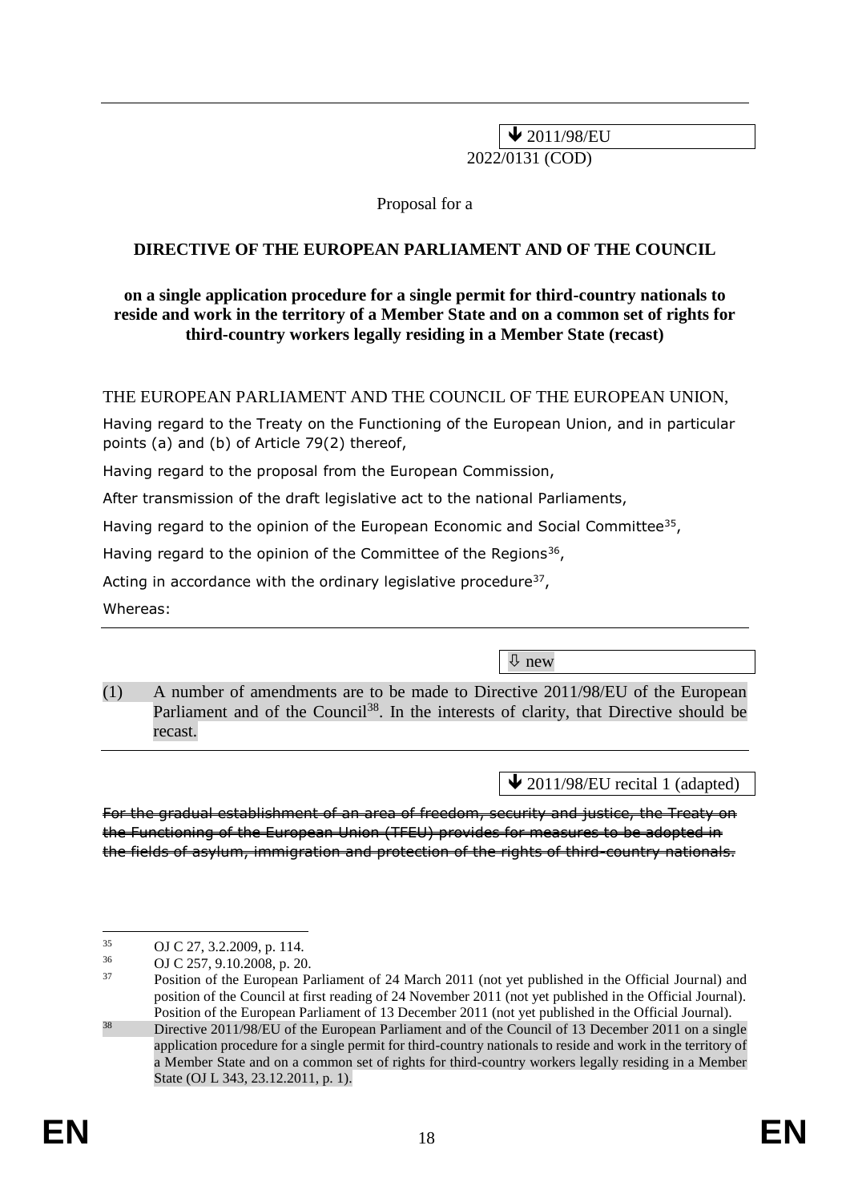⬇ 2011/98/EU

2022/0131 (COD)

Proposal for a

**DIRECTIVE OF THE EUROPEAN PARLIAMENT AND OF THE COUNCIL**

**on a single application procedure for a single permit for third-country nationals to reside and work in the territory of a Member State and on a common set of rights for third-country workers legally residing in a Member State (recast)**

THE EUROPEAN PARLIAMENT AND THE COUNCIL OF THE EUROPEAN UNION,

Having regard to the Treaty on the Functioning of the European Union, and in particular points (a) and (b) of Article 79(2) thereof,

Having regard to the proposal from the European Commission,

After transmission of the draft legislative act to the national Parliaments,

Having regard to the opinion of the European Economic and Social Committee[35],

Having regard to the opinion of the Committee of the Regions[36],

Acting in accordance with the ordinary legislative procedure[37],

Whereas:

---

⇩ new

(1) A number of amendments are to be made to Directive 2011/98/EU of the European Parliament and of the Council[38]. In the interests of clarity, that Directive should be recast.

---

⬇ 2011/98/EU recital 1 (adapted)

~~For the gradual establishment of an area of freedom, security and justice, the Treaty on the Functioning of the European Union (TFEU) provides for measures to be adopted in the fields of asylum, immigration and protection of the rights of third-country nationals.~~

---

[35] OJ C 27, 3.2.2009, p. 114.

[36] OJ C 257, 9.10.2008, p. 20.

[37] Position of the European Parliament of 24 March 2011 (not yet published in the Official Journal) and position of the Council at first reading of 24 November 2011 (not yet published in the Official Journal). Position of the European Parliament of 13 December 2011 (not yet published in the Official Journal).

[38] Directive 2011/98/EU of the European Parliament and of the Council of 13 December 2011 on a single application procedure for a single permit for third-country nationals to reside and work in the territory of a Member State and on a common set of rights for third-country workers legally residing in a Member State (OJ L 343, 23.12.2011, p. 1).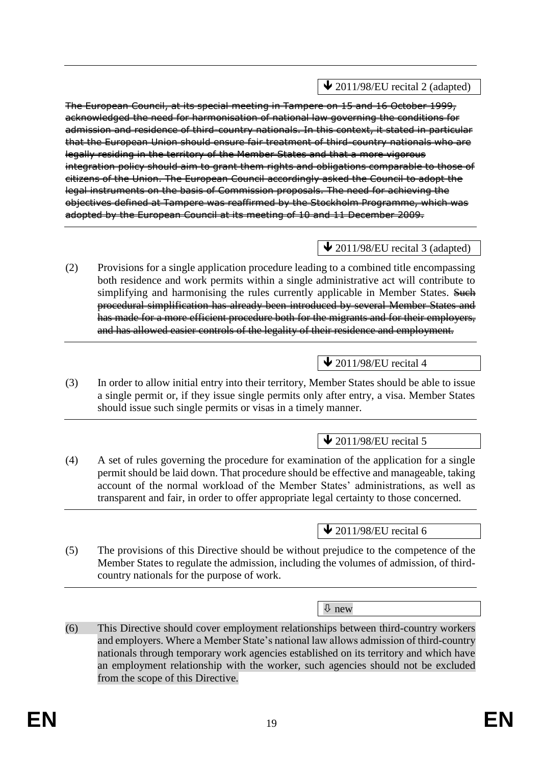↓ 2011/98/EU recital 2 (adapted)

~~The European Council, at its special meeting in Tampere on 15 and 16 October 1999, acknowledged the need for harmonisation of national law governing the conditions for admission and residence of third-country nationals. In this context, it stated in particular that the European Union should ensure fair treatment of third-country nationals who are legally residing in the territory of the Member States and that a more vigorous integration policy should aim to grant them rights and obligations comparable to those of citizens of the Union. The European Council accordingly asked the Council to adopt the legal instruments on the basis of Commission proposals. The need for achieving the objectives defined at Tampere was reaffirmed by the Stockholm Programme, which was adopted by the European Council at its meeting of 10 and 11 December 2009.~~

↓ 2011/98/EU recital 3 (adapted)

(2) Provisions for a single application procedure leading to a combined title encompassing both residence and work permits within a single administrative act will contribute to simplifying and harmonising the rules currently applicable in Member States. ~~Such procedural simplification has already been introduced by several Member States and has made for a more efficient procedure both for the migrants and for their employers, and has allowed easier controls of the legality of their residence and employment.~~

↓ 2011/98/EU recital 4

(3) In order to allow initial entry into their territory, Member States should be able to issue a single permit or, if they issue single permits only after entry, a visa. Member States should issue such single permits or visas in a timely manner.

↓ 2011/98/EU recital 5

(4) A set of rules governing the procedure for examination of the application for a single permit should be laid down. That procedure should be effective and manageable, taking account of the normal workload of the Member States' administrations, as well as transparent and fair, in order to offer appropriate legal certainty to those concerned.

↓ 2011/98/EU recital 6

(5) The provisions of this Directive should be without prejudice to the competence of the Member States to regulate the admission, including the volumes of admission, of third-country nationals for the purpose of work.

⇩ new

(6) This Directive should cover employment relationships between third-country workers and employers. Where a Member State's national law allows admission of third-country nationals through temporary work agencies established on its territory and which have an employment relationship with the worker, such agencies should not be excluded from the scope of this Directive.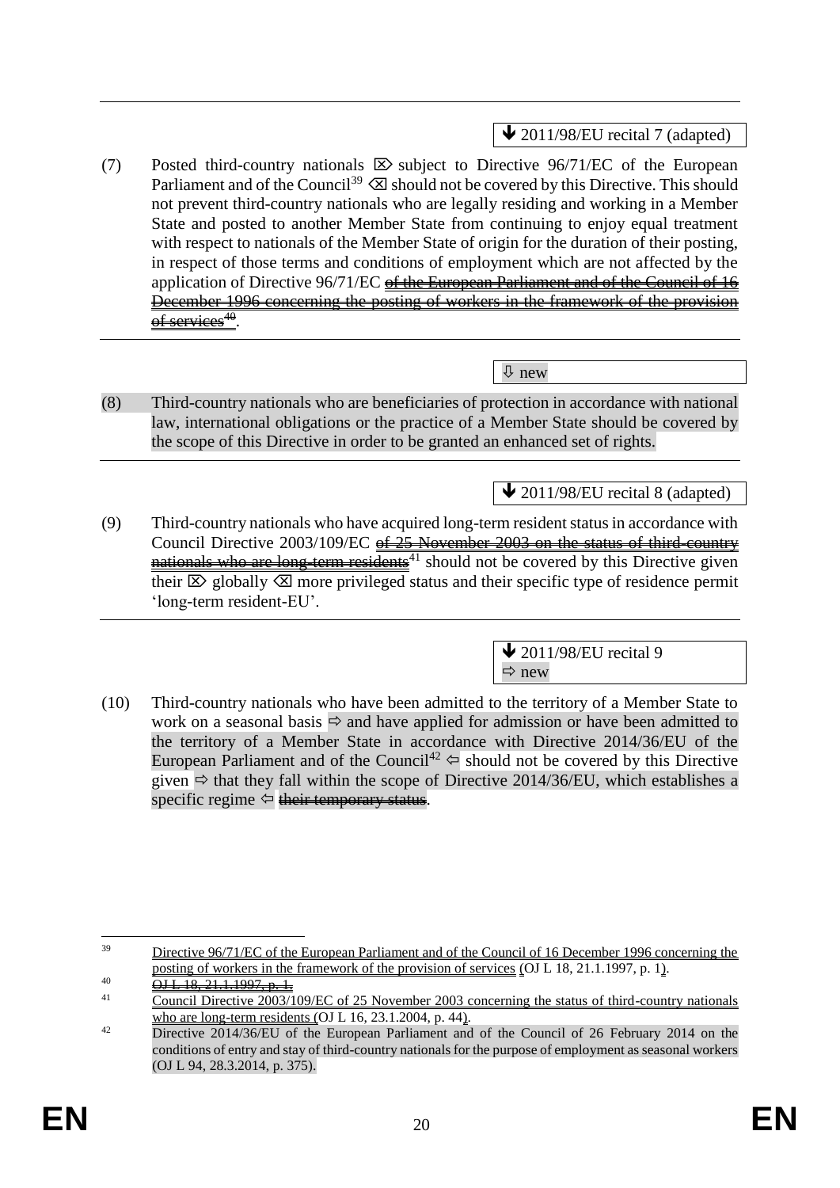↓ 2011/98/EU recital 7 (adapted)

(7) Posted third-country nationals ⌦ subject to Directive 96/71/EC of the European Parliament and of the Council[39] ⌫ should not be covered by this Directive. This should not prevent third-country nationals who are legally residing and working in a Member State and posted to another Member State from continuing to enjoy equal treatment with respect to nationals of the Member State of origin for the duration of their posting, in respect of those terms and conditions of employment which are not affected by the application of Directive 96/71/EC ~~of the European Parliament and of the Council of 16 December 1996 concerning the posting of workers in the framework of the provision of services~~[40].

⇩ new

(8) Third-country nationals who are beneficiaries of protection in accordance with national law, international obligations or the practice of a Member State should be covered by the scope of this Directive in order to be granted an enhanced set of rights.

↓ 2011/98/EU recital 8 (adapted)

(9) Third-country nationals who have acquired long-term resident status in accordance with Council Directive 2003/109/EC ~~of 25 November 2003 on the status of third-country nationals who are long-term residents~~[41] should not be covered by this Directive given their ⌦ globally ⌫ more privileged status and their specific type of residence permit 'long-term resident-EU'.

↓ 2011/98/EU recital 9
⇨ new

(10) Third-country nationals who have been admitted to the territory of a Member State to work on a seasonal basis ⇨ and have applied for admission or have been admitted to the territory of a Member State in accordance with Directive 2014/36/EU of the European Parliament and of the Council[42] ⇦ should not be covered by this Directive given ⇨ that they fall within the scope of Directive 2014/36/EU, which establishes a specific regime ⇦ ~~their temporary status~~.

---

[39] Directive 96/71/EC of the European Parliament and of the Council of 16 December 1996 concerning the posting of workers in the framework of the provision of services (OJ L 18, 21.1.1997, p. 1).

[40] ~~OJ L 18, 21.1.1997, p. 1.~~

[41] Council Directive 2003/109/EC of 25 November 2003 concerning the status of third-country nationals who are long-term residents (OJ L 16, 23.1.2004, p. 44).

[42] Directive 2014/36/EU of the European Parliament and of the Council of 26 February 2014 on the conditions of entry and stay of third-country nationals for the purpose of employment as seasonal workers (OJ L 94, 28.3.2014, p. 375).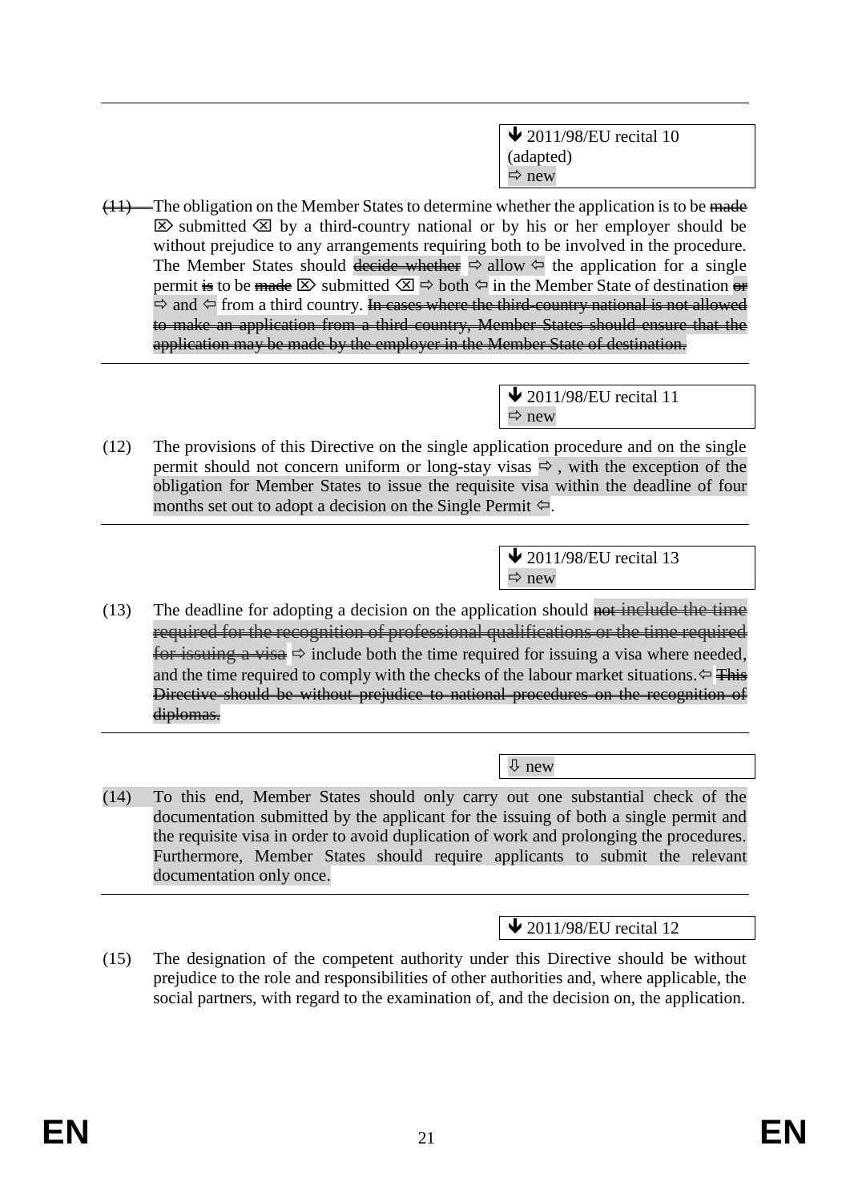↓ 2011/98/EU recital 10 (adapted)
⇨ new

~~(11)~~ The obligation on the Member States to determine whether the application is to be ~~made~~ ⌦ submitted ⌫ by a third-country national or by his or her employer should be without prejudice to any arrangements requiring both to be involved in the procedure. The Member States should ~~decide whether~~ ⇨ allow ⇦ the application for a single permit ~~is~~ to be ~~made~~ ⌦ submitted ⌫ ⇨ both ⇦ in the Member State of destination ~~or~~ ⇨ and ⇦ from a third country. ~~In cases where the third-country national is not allowed to make an application from a third country, Member States should ensure that the application may be made by the employer in the Member State of destination.~~

↓ 2011/98/EU recital 11
⇨ new

(12) The provisions of this Directive on the single application procedure and on the single permit should not concern uniform or long-stay visas ⇨ , with the exception of the obligation for Member States to issue the requisite visa within the deadline of four months set out to adopt a decision on the Single Permit ⇦.

↓ 2011/98/EU recital 13
⇨ new

(13) The deadline for adopting a decision on the application should ~~not include the time required for the recognition of professional qualifications or the time required for issuing a visa~~ ⇨ include both the time required for issuing a visa where needed, and the time required to comply with the checks of the labour market situations. ⇦ ~~This Directive should be without prejudice to national procedures on the recognition of diplomas.~~

⇩ new

(14) To this end, Member States should only carry out one substantial check of the documentation submitted by the applicant for the issuing of both a single permit and the requisite visa in order to avoid duplication of work and prolonging the procedures. Furthermore, Member States should require applicants to submit the relevant documentation only once.

↓ 2011/98/EU recital 12

(15) The designation of the competent authority under this Directive should be without prejudice to the role and responsibilities of other authorities and, where applicable, the social partners, with regard to the examination of, and the decision on, the application.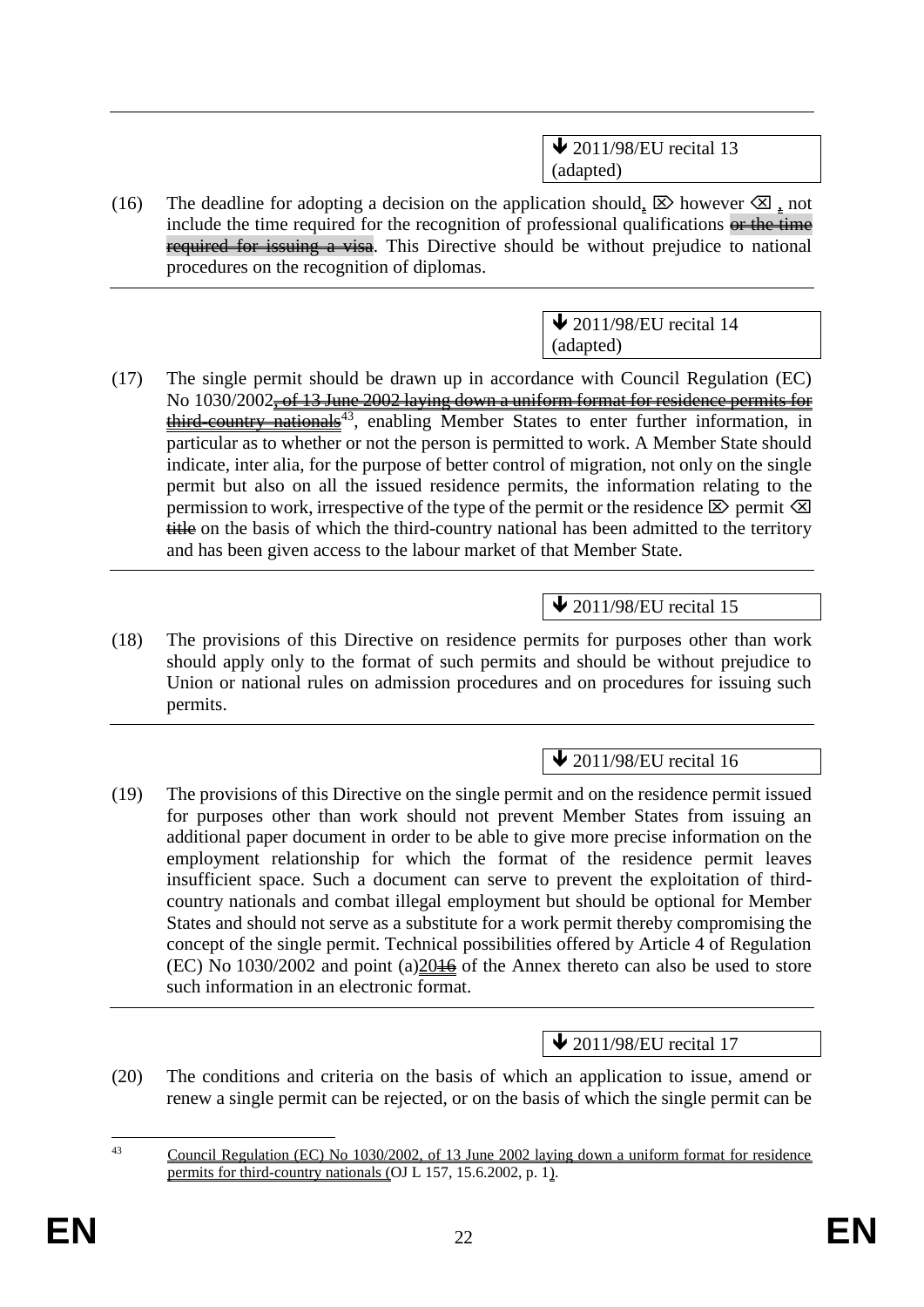↓ 2011/98/EU recital 13 (adapted)

(16) The deadline for adopting a decision on the application should, ⌦ however ⌫ , not include the time required for the recognition of professional qualifications ~~or the time required for issuing a visa~~. This Directive should be without prejudice to national procedures on the recognition of diplomas.

↓ 2011/98/EU recital 14 (adapted)

(17) The single permit should be drawn up in accordance with Council Regulation (EC) No 1030/2002~~, of 13 June 2002 laying down a uniform format for residence permits for third-country nationals~~[43], enabling Member States to enter further information, in particular as to whether or not the person is permitted to work. A Member State should indicate, inter alia, for the purpose of better control of migration, not only on the single permit but also on all the issued residence permits, the information relating to the permission to work, irrespective of the type of the permit or the residence ⌦ permit ⌫ ~~title~~ on the basis of which the third-country national has been admitted to the territory and has been given access to the labour market of that Member State.

↓ 2011/98/EU recital 15

(18) The provisions of this Directive on residence permits for purposes other than work should apply only to the format of such permits and should be without prejudice to Union or national rules on admission procedures and on procedures for issuing such permits.

↓ 2011/98/EU recital 16

(19) The provisions of this Directive on the single permit and on the residence permit issued for purposes other than work should not prevent Member States from issuing an additional paper document in order to be able to give more precise information on the employment relationship for which the format of the residence permit leaves insufficient space. Such a document can serve to prevent the exploitation of third-country nationals and combat illegal employment but should be optional for Member States and should not serve as a substitute for a work permit thereby compromising the concept of the single permit. Technical possibilities offered by Article 4 of Regulation (EC) No 1030/2002 and point (a)20~~16~~ of the Annex thereto can also be used to store such information in an electronic format.

↓ 2011/98/EU recital 17

(20) The conditions and criteria on the basis of which an application to issue, amend or renew a single permit can be rejected, or on the basis of which the single permit can be

---

[43] Council Regulation (EC) No 1030/2002, of 13 June 2002 laying down a uniform format for residence permits for third-country nationals (OJ L 157, 15.6.2002, p. 1).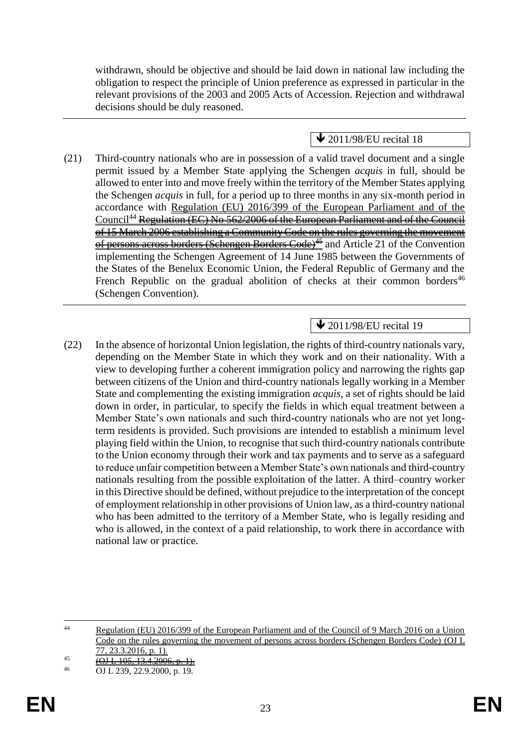withdrawn, should be objective and should be laid down in national law including the obligation to respect the principle of Union preference as expressed in particular in the relevant provisions of the 2003 and 2005 Acts of Accession. Rejection and withdrawal decisions should be duly reasoned.

---

↓ 2011/98/EU recital 18

(21) Third-country nationals who are in possession of a valid travel document and a single permit issued by a Member State applying the Schengen *acquis* in full, should be allowed to enter into and move freely within the territory of the Member States applying the Schengen *acquis* in full, for a period up to three months in any six-month period in accordance with Regulation (EU) 2016/399 of the European Parliament and of the Council[44] ~~Regulation (EC) No 562/2006 of the European Parliament and of the Council of 15 March 2006 establishing a Community Code on the rules governing the movement of persons across borders (Schengen Borders Code)[45]~~ and Article 21 of the Convention implementing the Schengen Agreement of 14 June 1985 between the Governments of the States of the Benelux Economic Union, the Federal Republic of Germany and the French Republic on the gradual abolition of checks at their common borders[46] (Schengen Convention).

---

↓ 2011/98/EU recital 19

(22) In the absence of horizontal Union legislation, the rights of third-country nationals vary, depending on the Member State in which they work and on their nationality. With a view to developing further a coherent immigration policy and narrowing the rights gap between citizens of the Union and third-country nationals legally working in a Member State and complementing the existing immigration *acquis*, a set of rights should be laid down in order, in particular, to specify the fields in which equal treatment between a Member State's own nationals and such third-country nationals who are not yet long-term residents is provided. Such provisions are intended to establish a minimum level playing field within the Union, to recognise that such third-country nationals contribute to the Union economy through their work and tax payments and to serve as a safeguard to reduce unfair competition between a Member State's own nationals and third-country nationals resulting from the possible exploitation of the latter. A third–country worker in this Directive should be defined, without prejudice to the interpretation of the concept of employment relationship in other provisions of Union law, as a third-country national who has been admitted to the territory of a Member State, who is legally residing and who is allowed, in the context of a paid relationship, to work there in accordance with national law or practice.

---

[44] Regulation (EU) 2016/399 of the European Parliament and of the Council of 9 March 2016 on a Union Code on the rules governing the movement of persons across borders (Schengen Borders Code) (OJ L 77, 23.3.2016, p. 1).

[45] ~~(OJ L 105, 13.4.2006, p. 1).~~

[46] OJ L 239, 22.9.2000, p. 19.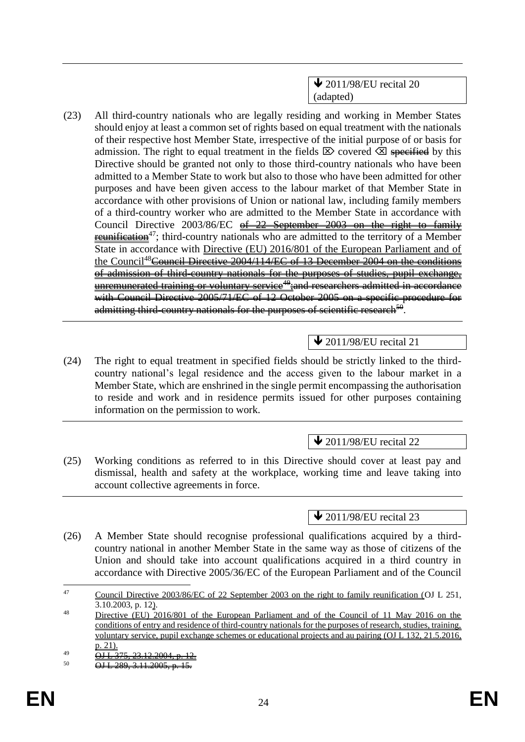↓ 2011/98/EU recital 20 (adapted)

(23) All third-country nationals who are legally residing and working in Member States should enjoy at least a common set of rights based on equal treatment with the nationals of their respective host Member State, irrespective of the initial purpose of or basis for admission. The right to equal treatment in the fields ⌦ covered ⌫ ~~specified~~ by this Directive should be granted not only to those third-country nationals who have been admitted to a Member State to work but also to those who have been admitted for other purposes and have been given access to the labour market of that Member State in accordance with other provisions of Union or national law, including family members of a third-country worker who are admitted to the Member State in accordance with Council Directive 2003/86/EC ~~of 22 September 2003 on the right to family reunification~~[47]; third-country nationals who are admitted to the territory of a Member State in accordance with Directive (EU) 2016/801 of the European Parliament and of the Council[48]~~Council Directive 2004/114/EC of 13 December 2004 on the conditions of admission of third-country nationals for the purposes of studies, pupil exchange, unremunerated training or voluntary service~~[49]~~;and researchers admitted in accordance with Council Directive 2005/71/EC of 12 October 2005 on a specific procedure for admitting third-country nationals for the purposes of scientific research~~[50].

↓ 2011/98/EU recital 21

(24) The right to equal treatment in specified fields should be strictly linked to the third-country national's legal residence and the access given to the labour market in a Member State, which are enshrined in the single permit encompassing the authorisation to reside and work and in residence permits issued for other purposes containing information on the permission to work.

↓ 2011/98/EU recital 22

(25) Working conditions as referred to in this Directive should cover at least pay and dismissal, health and safety at the workplace, working time and leave taking into account collective agreements in force.

↓ 2011/98/EU recital 23

(26) A Member State should recognise professional qualifications acquired by a third-country national in another Member State in the same way as those of citizens of the Union and should take into account qualifications acquired in a third country in accordance with Directive 2005/36/EC of the European Parliament and of the Council

---

[47] Council Directive 2003/86/EC of 22 September 2003 on the right to family reunification (OJ L 251, 3.10.2003, p. 12).

[48] Directive (EU) 2016/801 of the European Parliament and of the Council of 11 May 2016 on the conditions of entry and residence of third-country nationals for the purposes of research, studies, training, voluntary service, pupil exchange schemes or educational projects and au pairing (OJ L 132, 21.5.2016, p. 21).

[49] ~~OJ L 375, 23.12.2004, p. 12.~~

[50] ~~OJ L 289, 3.11.2005, p. 15.~~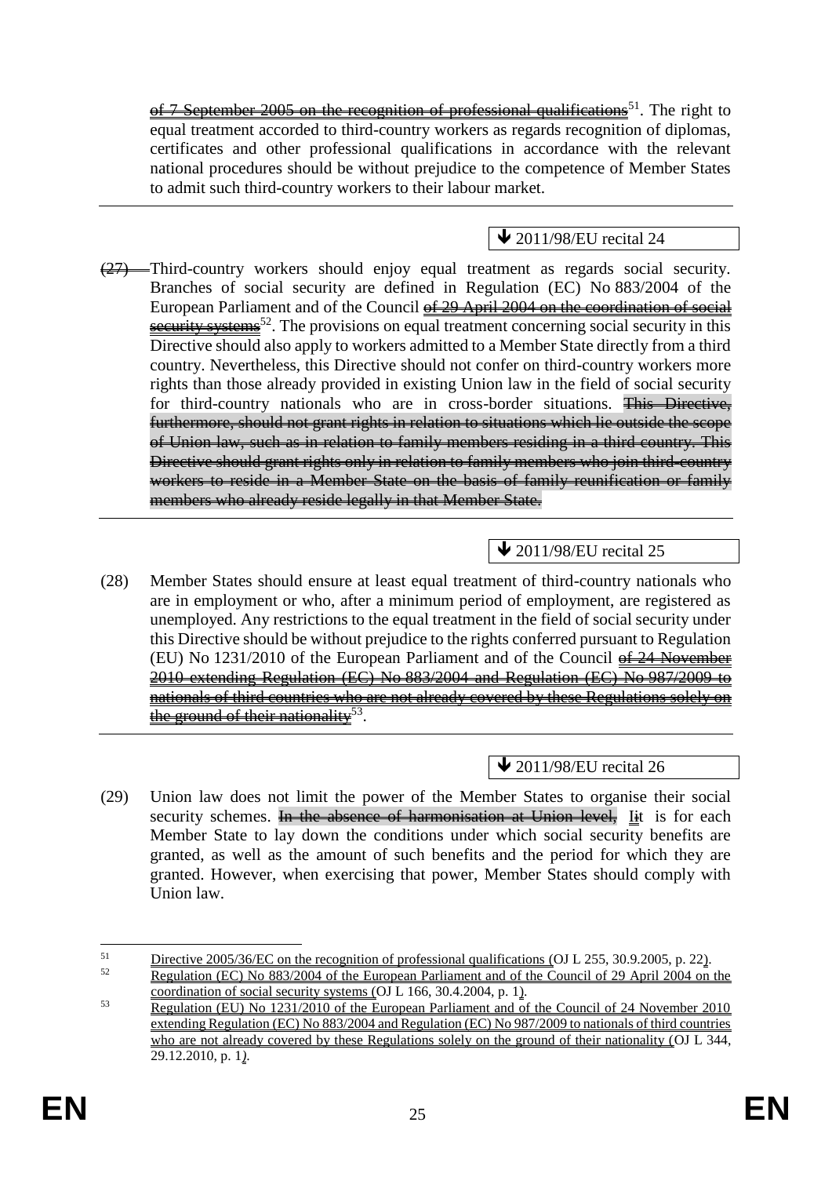~~of 7 September 2005 on the recognition of professional qualifications~~[51]. The right to equal treatment accorded to third-country workers as regards recognition of diplomas, certificates and other professional qualifications in accordance with the relevant national procedures should be without prejudice to the competence of Member States to admit such third-country workers to their labour market.

---

↓ 2011/98/EU recital 24

~~(27)~~ Third-country workers should enjoy equal treatment as regards social security. Branches of social security are defined in Regulation (EC) No 883/2004 of the European Parliament and of the Council ~~of 29 April 2004 on the coordination of social security systems~~[52]. The provisions on equal treatment concerning social security in this Directive should also apply to workers admitted to a Member State directly from a third country. Nevertheless, this Directive should not confer on third-country workers more rights than those already provided in existing Union law in the field of social security for third-country nationals who are in cross-border situations. ~~This Directive, furthermore, should not grant rights in relation to situations which lie outside the scope of Union law, such as in relation to family members residing in a third country. This Directive should grant rights only in relation to family members who join third-country workers to reside in a Member State on the basis of family reunification or family members who already reside legally in that Member State.~~

---

↓ 2011/98/EU recital 25

(28) Member States should ensure at least equal treatment of third-country nationals who are in employment or who, after a minimum period of employment, are registered as unemployed. Any restrictions to the equal treatment in the field of social security under this Directive should be without prejudice to the rights conferred pursuant to Regulation (EU) No 1231/2010 of the European Parliament and of the Council ~~of 24 November 2010 extending Regulation (EC) No 883/2004 and Regulation (EC) No 987/2009 to nationals of third countries who are not already covered by these Regulations solely on the ground of their nationality~~[53].

---

↓ 2011/98/EU recital 26

(29) Union law does not limit the power of the Member States to organise their social security schemes. ~~In the absence of harmonisation at Union level,~~ ~~i~~It is for each Member State to lay down the conditions under which social security benefits are granted, as well as the amount of such benefits and the period for which they are granted. However, when exercising that power, Member States should comply with Union law.

---

[51] Directive 2005/36/EC on the recognition of professional qualifications (OJ L 255, 30.9.2005, p. 22).

[52] Regulation (EC) No 883/2004 of the European Parliament and of the Council of 29 April 2004 on the coordination of social security systems (OJ L 166, 30.4.2004, p. 1).

[53] Regulation (EU) No 1231/2010 of the European Parliament and of the Council of 24 November 2010 extending Regulation (EC) No 883/2004 and Regulation (EC) No 987/2009 to nationals of third countries who are not already covered by these Regulations solely on the ground of their nationality (OJ L 344, 29.12.2010, p. 1).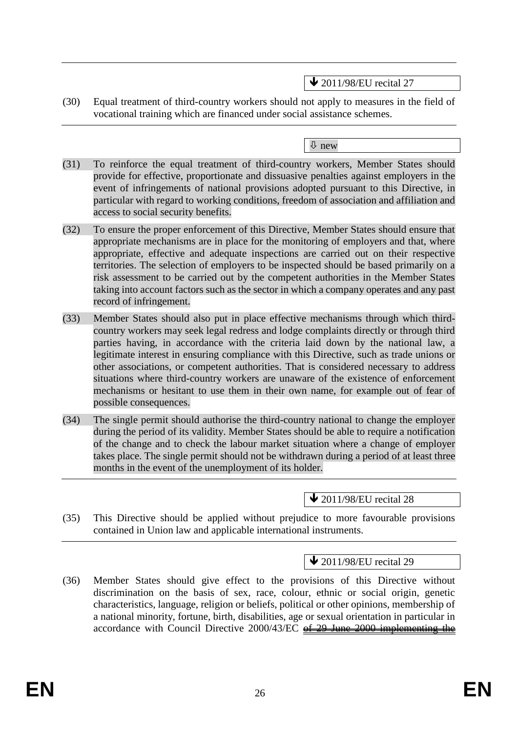↓ 2011/98/EU recital 27

(30) Equal treatment of third-country workers should not apply to measures in the field of vocational training which are financed under social assistance schemes.

⇩ new

(31) To reinforce the equal treatment of third-country workers, Member States should provide for effective, proportionate and dissuasive penalties against employers in the event of infringements of national provisions adopted pursuant to this Directive, in particular with regard to working conditions, freedom of association and affiliation and access to social security benefits.

(32) To ensure the proper enforcement of this Directive, Member States should ensure that appropriate mechanisms are in place for the monitoring of employers and that, where appropriate, effective and adequate inspections are carried out on their respective territories. The selection of employers to be inspected should be based primarily on a risk assessment to be carried out by the competent authorities in the Member States taking into account factors such as the sector in which a company operates and any past record of infringement.

(33) Member States should also put in place effective mechanisms through which third-country workers may seek legal redress and lodge complaints directly or through third parties having, in accordance with the criteria laid down by the national law, a legitimate interest in ensuring compliance with this Directive, such as trade unions or other associations, or competent authorities. That is considered necessary to address situations where third-country workers are unaware of the existence of enforcement mechanisms or hesitant to use them in their own name, for example out of fear of possible consequences.

(34) The single permit should authorise the third-country national to change the employer during the period of its validity. Member States should be able to require a notification of the change and to check the labour market situation where a change of employer takes place. The single permit should not be withdrawn during a period of at least three months in the event of the unemployment of its holder.

↓ 2011/98/EU recital 28

(35) This Directive should be applied without prejudice to more favourable provisions contained in Union law and applicable international instruments.

↓ 2011/98/EU recital 29

(36) Member States should give effect to the provisions of this Directive without discrimination on the basis of sex, race, colour, ethnic or social origin, genetic characteristics, language, religion or beliefs, political or other opinions, membership of a national minority, fortune, birth, disabilities, age or sexual orientation in particular in accordance with Council Directive 2000/43/EC ~~of 29 June 2000 implementing the~~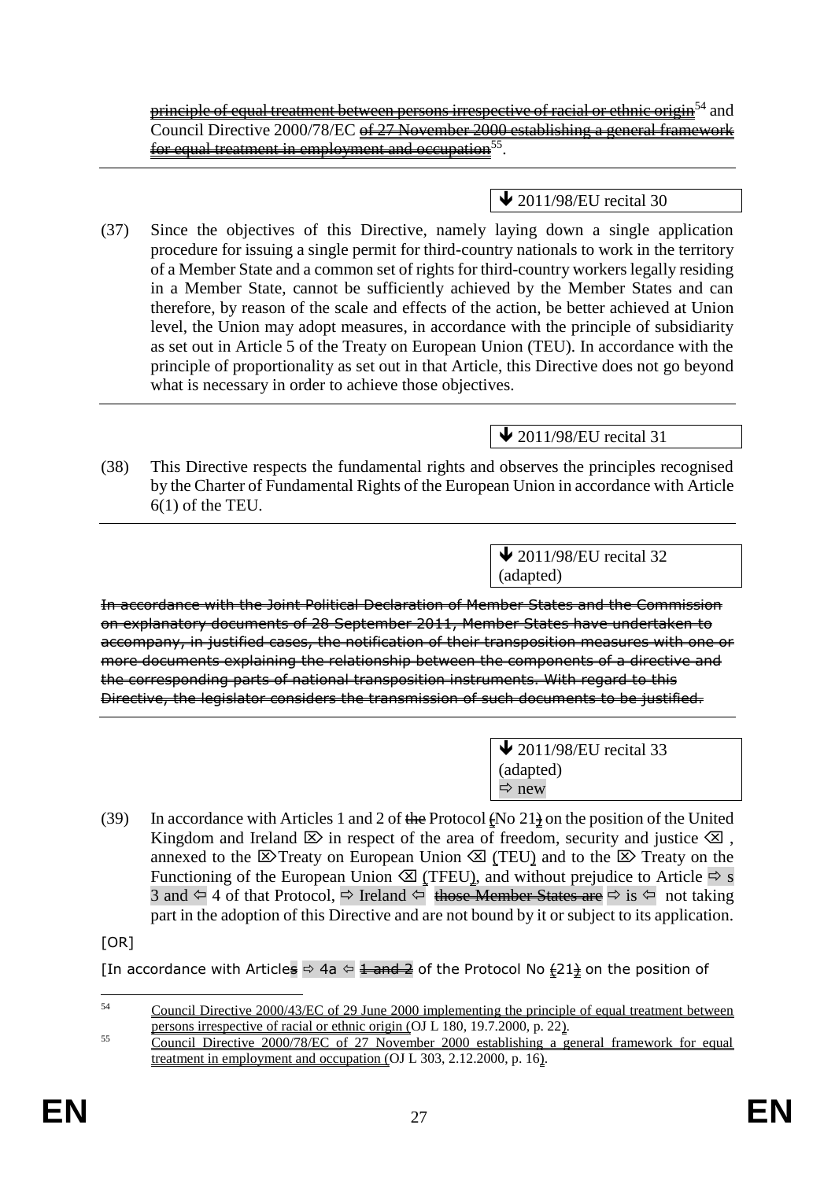~~principle of equal treatment between persons irrespective of racial or ethnic origin~~[54] and Council Directive 2000/78/EC ~~of 27 November 2000 establishing a general framework for equal treatment in employment and occupation~~[55].

---

↓ 2011/98/EU recital 30

(37) Since the objectives of this Directive, namely laying down a single application procedure for issuing a single permit for third-country nationals to work in the territory of a Member State and a common set of rights for third-country workers legally residing in a Member State, cannot be sufficiently achieved by the Member States and can therefore, by reason of the scale and effects of the action, be better achieved at Union level, the Union may adopt measures, in accordance with the principle of subsidiarity as set out in Article 5 of the Treaty on European Union (TEU). In accordance with the principle of proportionality as set out in that Article, this Directive does not go beyond what is necessary in order to achieve those objectives.

---

↓ 2011/98/EU recital 31

(38) This Directive respects the fundamental rights and observes the principles recognised by the Charter of Fundamental Rights of the European Union in accordance with Article 6(1) of the TEU.

---

↓ 2011/98/EU recital 32 (adapted)

~~In accordance with the Joint Political Declaration of Member States and the Commission on explanatory documents of 28 September 2011, Member States have undertaken to accompany, in justified cases, the notification of their transposition measures with one or more documents explaining the relationship between the components of a directive and the corresponding parts of national transposition instruments. With regard to this Directive, the legislator considers the transmission of such documents to be justified.~~

---

↓ 2011/98/EU recital 33 (adapted)
⇨ new

(39) In accordance with Articles 1 and 2 of ~~the~~ Protocol ~~(~~No 21~~)~~ on the position of the United Kingdom and Ireland ⌦ in respect of the area of freedom, security and justice ⌫ , annexed to the ⌦ Treaty on European Union ⌫ (TEU) and to the ⌦ Treaty on the Functioning of the European Union ⌫ (TFEU), and without prejudice to Article ⇨ s 3 and ⇦ 4 of that Protocol, ⇨ Ireland ⇦ ~~those Member States are~~ ⇨ is ⇦ not taking part in the adoption of this Directive and are not bound by it or subject to its application.

[OR]

[In accordance with Article~~s~~ ⇨ 4a ⇦ ~~1 and 2~~ of the Protocol No ~~(~~21~~)~~ on the position of

---

[54] Council Directive 2000/43/EC of 29 June 2000 implementing the principle of equal treatment between persons irrespective of racial or ethnic origin (OJ L 180, 19.7.2000, p. 22).

[55] Council Directive 2000/78/EC of 27 November 2000 establishing a general framework for equal treatment in employment and occupation (OJ L 303, 2.12.2000, p. 16).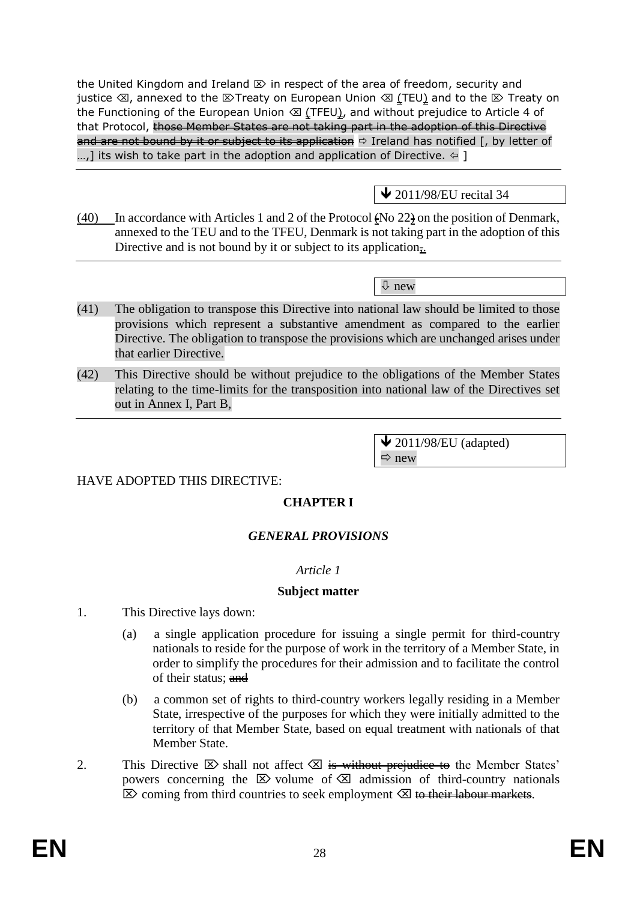the United Kingdom and Ireland ⌦ in respect of the area of freedom, security and justice ⌫, annexed to the ⌦Treaty on European Union ⌫ (TEU) and to the ⌦ Treaty on the Functioning of the European Union ⌫ (TFEU), and without prejudice to Article 4 of that Protocol, ~~those Member States are not taking part in the adoption of this Directive and are not bound by it or subject to its application~~ ⇨ Ireland has notified [, by letter of …,] its wish to take part in the adoption and application of Directive. ⇦ ]

---

🡻 2011/98/EU recital 34

(40) In accordance with Articles 1 and 2 of the Protocol (No 22) on the position of Denmark, annexed to the TEU and to the TFEU, Denmark is not taking part in the adoption of this Directive and is not bound by it or subject to its application;.

---

⇩ new

(41) The obligation to transpose this Directive into national law should be limited to those provisions which represent a substantive amendment as compared to the earlier Directive. The obligation to transpose the provisions which are unchanged arises under that earlier Directive.

(42) This Directive should be without prejudice to the obligations of the Member States relating to the time-limits for the transposition into national law of the Directives set out in Annex I, Part B,

---

🡻 2011/98/EU (adapted)
⇨ new

HAVE ADOPTED THIS DIRECTIVE:

## CHAPTER I

## *GENERAL PROVISIONS*

*Article 1*

**Subject matter**

1. This Directive lays down:

   (a) a single application procedure for issuing a single permit for third-country nationals to reside for the purpose of work in the territory of a Member State, in order to simplify the procedures for their admission and to facilitate the control of their status; ~~and~~

   (b) a common set of rights to third-country workers legally residing in a Member State, irrespective of the purposes for which they were initially admitted to the territory of that Member State, based on equal treatment with nationals of that Member State.

2. This Directive ⌦ shall not affect ⌫ ~~is without prejudice to~~ the Member States' powers concerning the ⌦ volume of ⌫ admission of third-country nationals ⌦ coming from third countries to seek employment ⌫ ~~to their labour markets~~.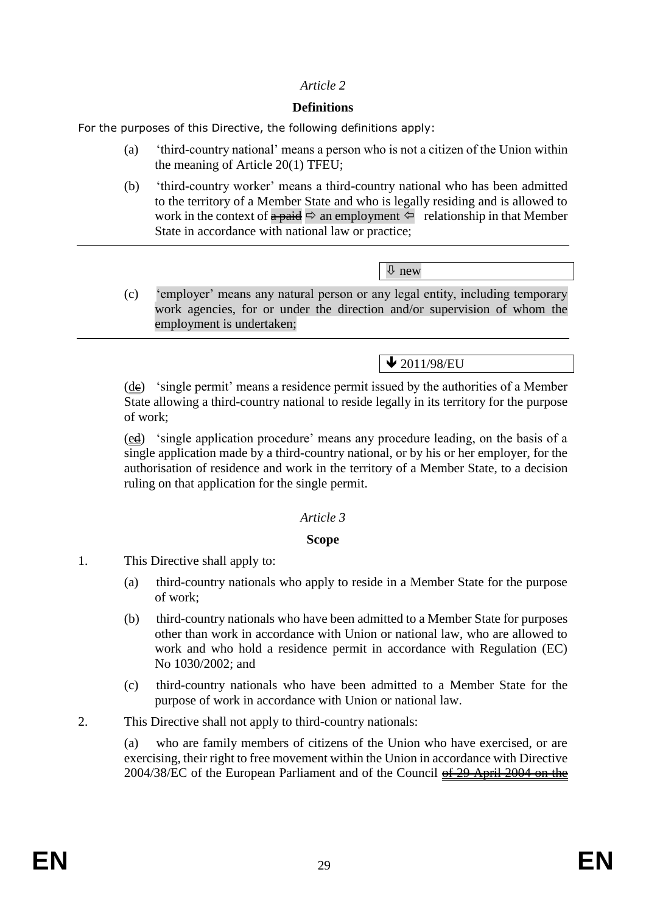*Article 2*

**Definitions**

For the purposes of this Directive, the following definitions apply:

(a) 'third-country national' means a person who is not a citizen of the Union within the meaning of Article 20(1) TFEU;

(b) 'third-country worker' means a third-country national who has been admitted to the territory of a Member State and who is legally residing and is allowed to work in the context of ~~a paid~~ ⇨ an employment ⇦ relationship in that Member State in accordance with national law or practice;

⇩ new

(c) 'employer' means any natural person or any legal entity, including temporary work agencies, for or under the direction and/or supervision of whom the employment is undertaken;

⬇ 2011/98/EU

(d~~c~~) 'single permit' means a residence permit issued by the authorities of a Member State allowing a third-country national to reside legally in its territory for the purpose of work;

(e~~d~~) 'single application procedure' means any procedure leading, on the basis of a single application made by a third-country national, or by his or her employer, for the authorisation of residence and work in the territory of a Member State, to a decision ruling on that application for the single permit.

*Article 3*

**Scope**

1. This Directive shall apply to:

   (a) third-country nationals who apply to reside in a Member State for the purpose of work;

   (b) third-country nationals who have been admitted to a Member State for purposes other than work in accordance with Union or national law, who are allowed to work and who hold a residence permit in accordance with Regulation (EC) No 1030/2002; and

   (c) third-country nationals who have been admitted to a Member State for the purpose of work in accordance with Union or national law.

2. This Directive shall not apply to third-country nationals:

   (a) who are family members of citizens of the Union who have exercised, or are exercising, their right to free movement within the Union in accordance with Directive 2004/38/EC of the European Parliament and of the Council ~~of 29 April 2004 on the~~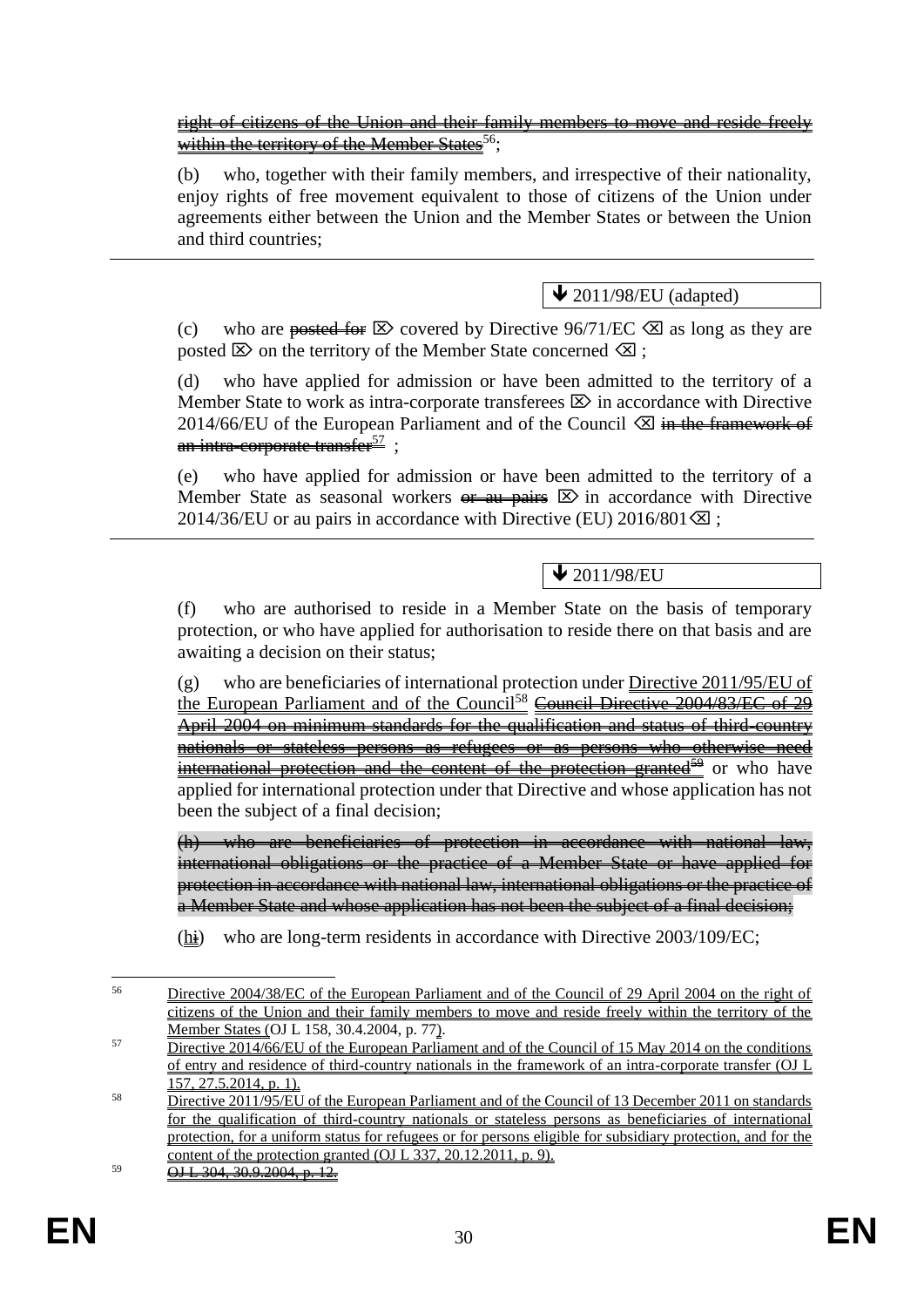~~right of citizens of the Union and their family members to move and reside freely within the territory of the Member States~~[56];

(b) who, together with their family members, and irrespective of their nationality, enjoy rights of free movement equivalent to those of citizens of the Union under agreements either between the Union and the Member States or between the Union and third countries;

---

↓ 2011/98/EU (adapted)

(c) who are ~~posted for~~ ⌦ covered by Directive 96/71/EC ⌫ as long as they are posted ⌦ on the territory of the Member State concerned ⌫ ;

(d) who have applied for admission or have been admitted to the territory of a Member State to work as intra-corporate transferees ⌦ in accordance with Directive 2014/66/EU of the European Parliament and of the Council ⌫ ~~in the framework of an intra-corporate transfer~~[57] ;

(e) who have applied for admission or have been admitted to the territory of a Member State as seasonal workers ~~or au pairs~~ ⌦ in accordance with Directive 2014/36/EU or au pairs in accordance with Directive (EU) 2016/801⌫ ;

---

↓ 2011/98/EU

(f) who are authorised to reside in a Member State on the basis of temporary protection, or who have applied for authorisation to reside there on that basis and are awaiting a decision on their status;

(g) who are beneficiaries of international protection under Directive 2011/95/EU of the European Parliament and of the Council[58] ~~Council Directive 2004/83/EC of 29 April 2004 on minimum standards for the qualification and status of third-country nationals or stateless persons as refugees or as persons who otherwise need international protection and the content of the protection granted~~[59] or who have applied for international protection under that Directive and whose application has not been the subject of a final decision;

~~(h) who are beneficiaries of protection in accordance with national law, international obligations or the practice of a Member State or have applied for protection in accordance with national law, international obligations or the practice of a Member State and whose application has not been the subject of a final decision;~~

(h~~i~~) who are long-term residents in accordance with Directive 2003/109/EC;

---

[56] Directive 2004/38/EC of the European Parliament and of the Council of 29 April 2004 on the right of citizens of the Union and their family members to move and reside freely within the territory of the Member States (OJ L 158, 30.4.2004, p. 77).

[57] Directive 2014/66/EU of the European Parliament and of the Council of 15 May 2014 on the conditions of entry and residence of third-country nationals in the framework of an intra-corporate transfer (OJ L 157, 27.5.2014, p. 1).

[58] Directive 2011/95/EU of the European Parliament and of the Council of 13 December 2011 on standards for the qualification of third-country nationals or stateless persons as beneficiaries of international protection, for a uniform status for refugees or for persons eligible for subsidiary protection, and for the content of the protection granted (OJ L 337, 20.12.2011, p. 9).

[59] ~~OJ L 304, 30.9.2004, p. 12.~~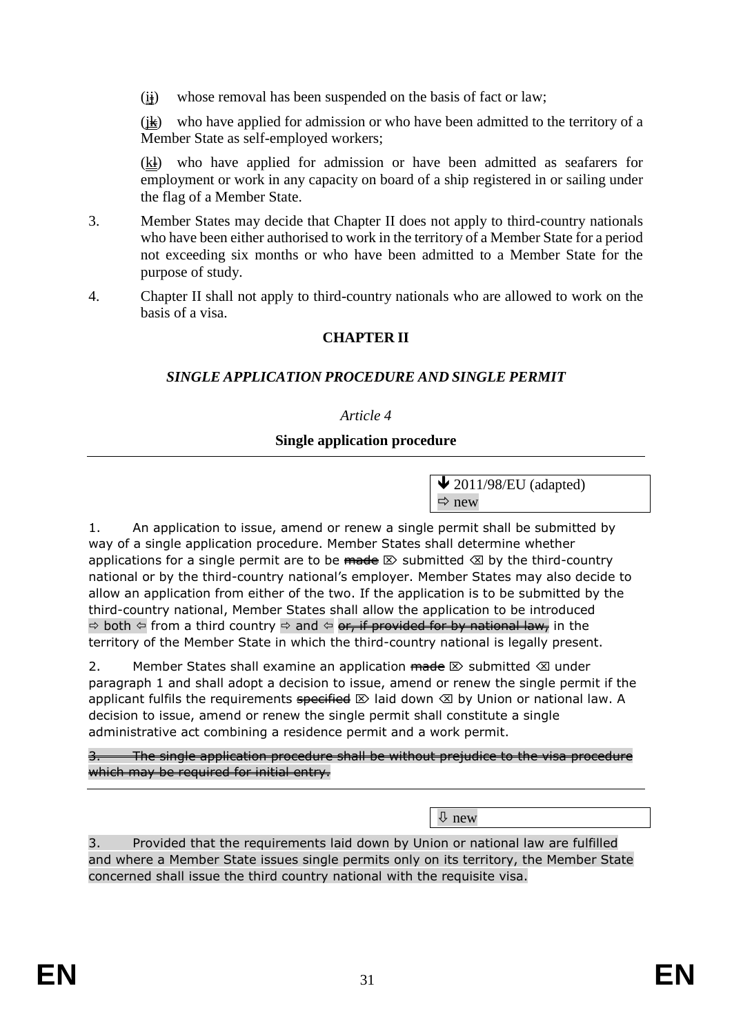(i~~i~~) whose removal has been suspended on the basis of fact or law;

(j~~k~~) who have applied for admission or who have been admitted to the territory of a Member State as self-employed workers;

(k~~l~~) who have applied for admission or have been admitted as seafarers for employment or work in any capacity on board of a ship registered in or sailing under the flag of a Member State.

3. Member States may decide that Chapter II does not apply to third-country nationals who have been either authorised to work in the territory of a Member State for a period not exceeding six months or who have been admitted to a Member State for the purpose of study.

4. Chapter II shall not apply to third-country nationals who are allowed to work on the basis of a visa.

## CHAPTER II

### *SINGLE APPLICATION PROCEDURE AND SINGLE PERMIT*

*Article 4*

**Single application procedure**

↓ 2011/98/EU (adapted)
⇨ new

1. An application to issue, amend or renew a single permit shall be submitted by way of a single application procedure. Member States shall determine whether applications for a single permit are to be ~~made~~ ⌦ submitted ⌫ by the third-country national or by the third-country national's employer. Member States may also decide to allow an application from either of the two. If the application is to be submitted by the third-country national, Member States shall allow the application to be introduced ⇨ both ⇦ from a third country ⇨ and ⇦ ~~or, if provided for by national law,~~ in the territory of the Member State in which the third-country national is legally present.

2. Member States shall examine an application ~~made~~ ⌦ submitted ⌫ under paragraph 1 and shall adopt a decision to issue, amend or renew the single permit if the applicant fulfils the requirements ~~specified~~ ⌦ laid down ⌫ by Union or national law. A decision to issue, amend or renew the single permit shall constitute a single administrative act combining a residence permit and a work permit.

~~3. The single application procedure shall be without prejudice to the visa procedure which may be required for initial entry.~~

⇩ new

3. Provided that the requirements laid down by Union or national law are fulfilled and where a Member State issues single permits only on its territory, the Member State concerned shall issue the third country national with the requisite visa.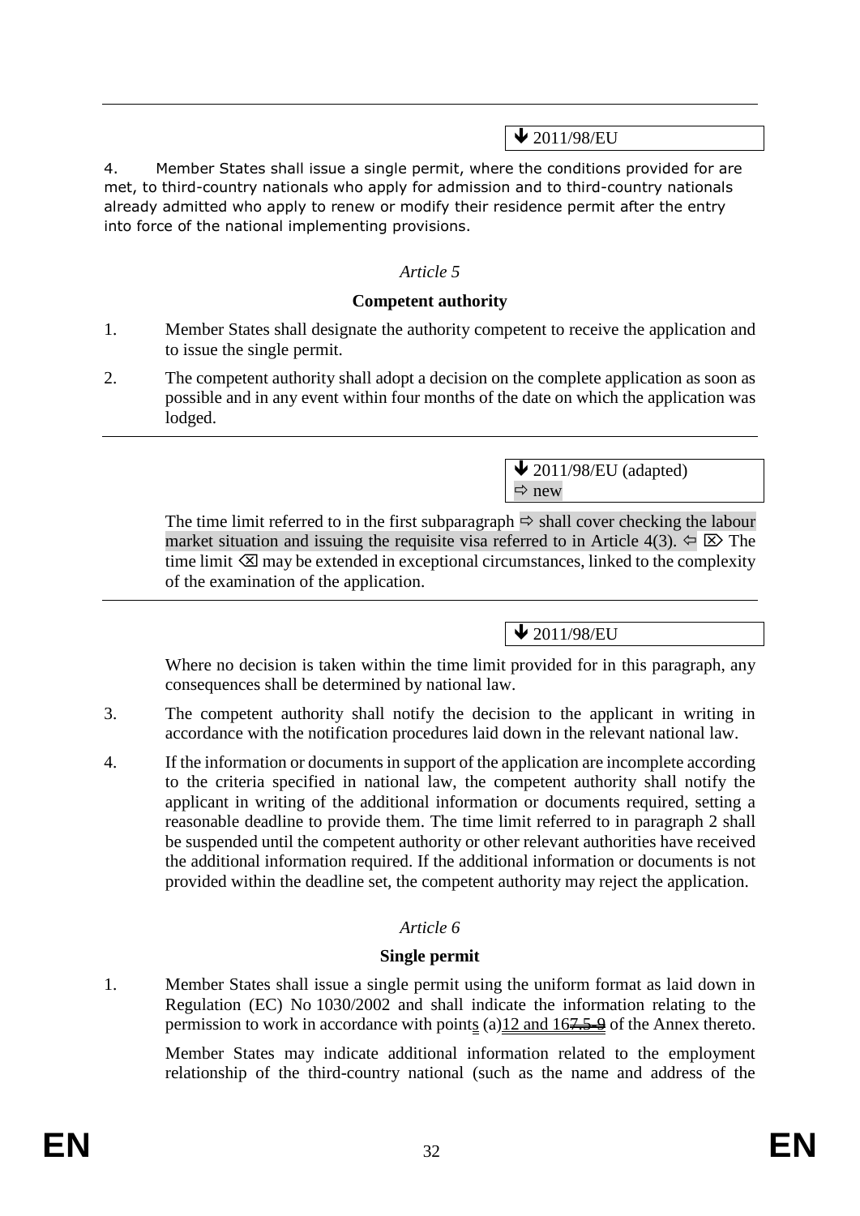---

🡻 2011/98/EU

4. Member States shall issue a single permit, where the conditions provided for are met, to third-country nationals who apply for admission and to third-country nationals already admitted who apply to renew or modify their residence permit after the entry into force of the national implementing provisions.

*Article 5*

**Competent authority**

1. Member States shall designate the authority competent to receive the application and to issue the single permit.

2. The competent authority shall adopt a decision on the complete application as soon as possible and in any event within four months of the date on which the application was lodged.

---

🡻 2011/98/EU (adapted)
⇨ new

The time limit referred to in the first subparagraph ⇨ shall cover checking the labour market situation and issuing the requisite visa referred to in Article 4(3). ⇦ ⌦ The time limit ⌫ may be extended in exceptional circumstances, linked to the complexity of the examination of the application.

---

🡻 2011/98/EU

Where no decision is taken within the time limit provided for in this paragraph, any consequences shall be determined by national law.

3. The competent authority shall notify the decision to the applicant in writing in accordance with the notification procedures laid down in the relevant national law.

4. If the information or documents in support of the application are incomplete according to the criteria specified in national law, the competent authority shall notify the applicant in writing of the additional information or documents required, setting a reasonable deadline to provide them. The time limit referred to in paragraph 2 shall be suspended until the competent authority or other relevant authorities have received the additional information required. If the additional information or documents is not provided within the deadline set, the competent authority may reject the application.

*Article 6*

**Single permit**

1. Member States shall issue a single permit using the uniform format as laid down in Regulation (EC) No 1030/2002 and shall indicate the information relating to the permission to work in accordance with points (a)12 and 16~~7.5-9~~ of the Annex thereto.

Member States may indicate additional information related to the employment relationship of the third-country national (such as the name and address of the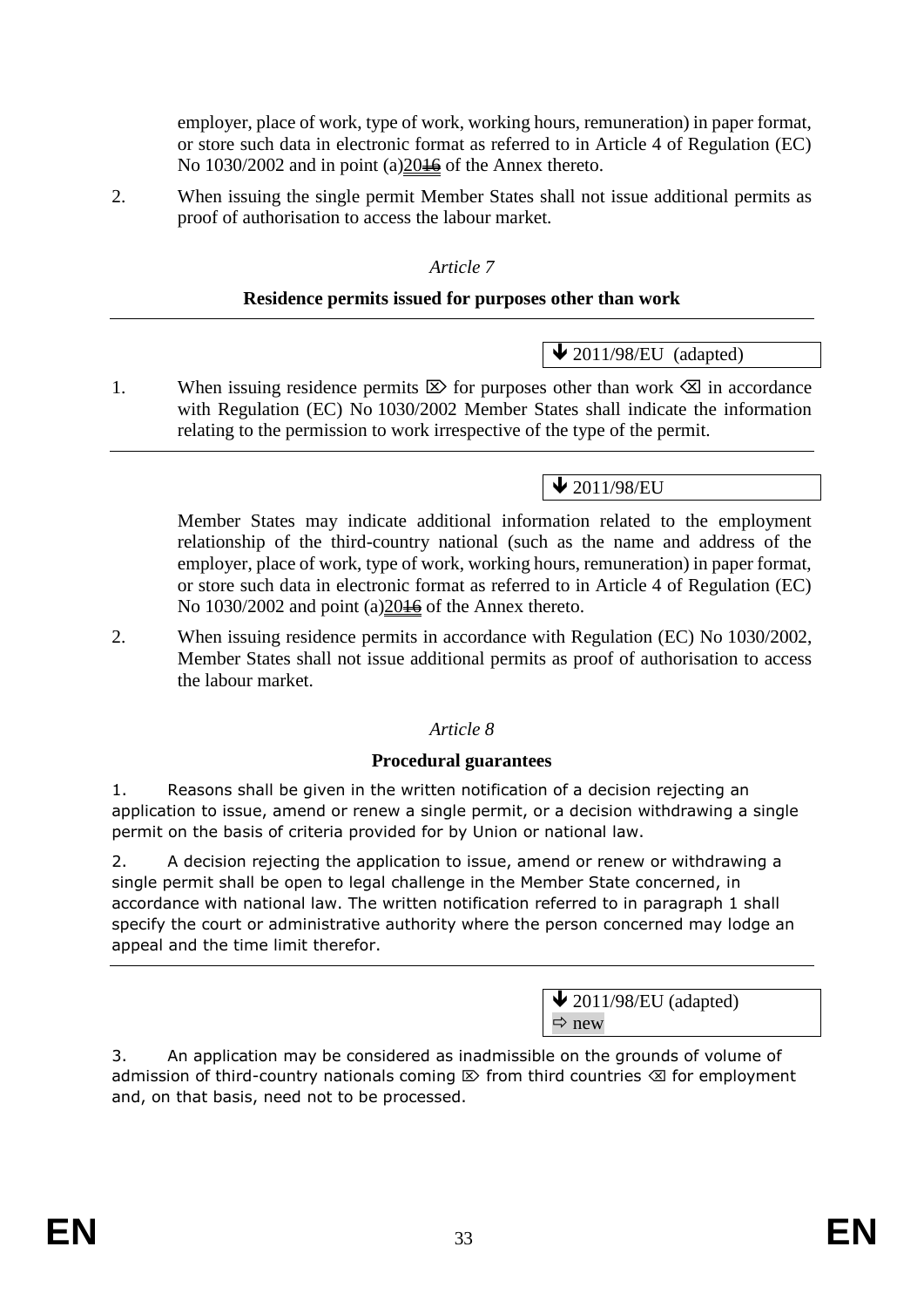employer, place of work, type of work, working hours, remuneration) in paper format, or store such data in electronic format as referred to in Article 4 of Regulation (EC) No 1030/2002 and in point (a)2016 of the Annex thereto.

2. When issuing the single permit Member States shall not issue additional permits as proof of authorisation to access the labour market.

*Article 7*

**Residence permits issued for purposes other than work**

---

↓ 2011/98/EU (adapted)

1. When issuing residence permits ⌦ for purposes other than work ⌫ in accordance with Regulation (EC) No 1030/2002 Member States shall indicate the information relating to the permission to work irrespective of the type of the permit.

---

↓ 2011/98/EU

Member States may indicate additional information related to the employment relationship of the third-country national (such as the name and address of the employer, place of work, type of work, working hours, remuneration) in paper format, or store such data in electronic format as referred to in Article 4 of Regulation (EC) No 1030/2002 and point (a)2016 of the Annex thereto.

2. When issuing residence permits in accordance with Regulation (EC) No 1030/2002, Member States shall not issue additional permits as proof of authorisation to access the labour market.

*Article 8*

**Procedural guarantees**

1. Reasons shall be given in the written notification of a decision rejecting an application to issue, amend or renew a single permit, or a decision withdrawing a single permit on the basis of criteria provided for by Union or national law.

2. A decision rejecting the application to issue, amend or renew or withdrawing a single permit shall be open to legal challenge in the Member State concerned, in accordance with national law. The written notification referred to in paragraph 1 shall specify the court or administrative authority where the person concerned may lodge an appeal and the time limit therefor.

---

↓ 2011/98/EU (adapted)
⇨ new

3. An application may be considered as inadmissible on the grounds of volume of admission of third-country nationals coming ⌦ from third countries ⌫ for employment and, on that basis, need not to be processed.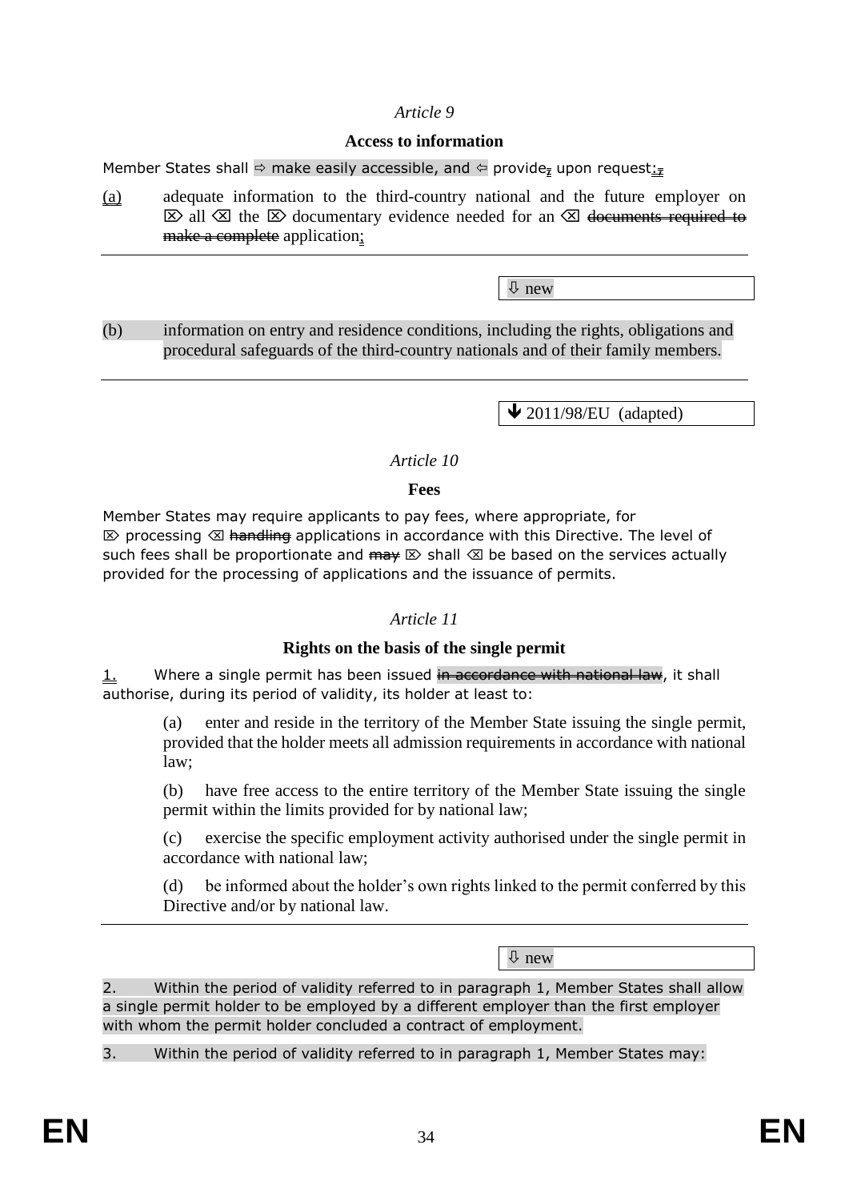*Article 9*

**Access to information**

Member States shall ⇨ make easily accessible, and ⇦ provide~~,~~ upon request:~~,~~

(a) adequate information to the third-country national and the future employer on ⌦ all ⌫ the ⌦ documentary evidence needed for an ⌫ ~~documents required to make a complete~~ application;

⇩ new

(b) information on entry and residence conditions, including the rights, obligations and procedural safeguards of the third-country nationals and of their family members.

↓ 2011/98/EU (adapted)

*Article 10*

**Fees**

Member States may require applicants to pay fees, where appropriate, for ⌦ processing ⌫ ~~handling~~ applications in accordance with this Directive. The level of such fees shall be proportionate and ~~may~~ ⌦ shall ⌫ be based on the services actually provided for the processing of applications and the issuance of permits.

*Article 11*

**Rights on the basis of the single permit**

1. Where a single permit has been issued ~~in accordance with national law~~, it shall authorise, during its period of validity, its holder at least to:

(a) enter and reside in the territory of the Member State issuing the single permit, provided that the holder meets all admission requirements in accordance with national law;

(b) have free access to the entire territory of the Member State issuing the single permit within the limits provided for by national law;

(c) exercise the specific employment activity authorised under the single permit in accordance with national law;

(d) be informed about the holder's own rights linked to the permit conferred by this Directive and/or by national law.

⇩ new

2. Within the period of validity referred to in paragraph 1, Member States shall allow a single permit holder to be employed by a different employer than the first employer with whom the permit holder concluded a contract of employment.

3. Within the period of validity referred to in paragraph 1, Member States may: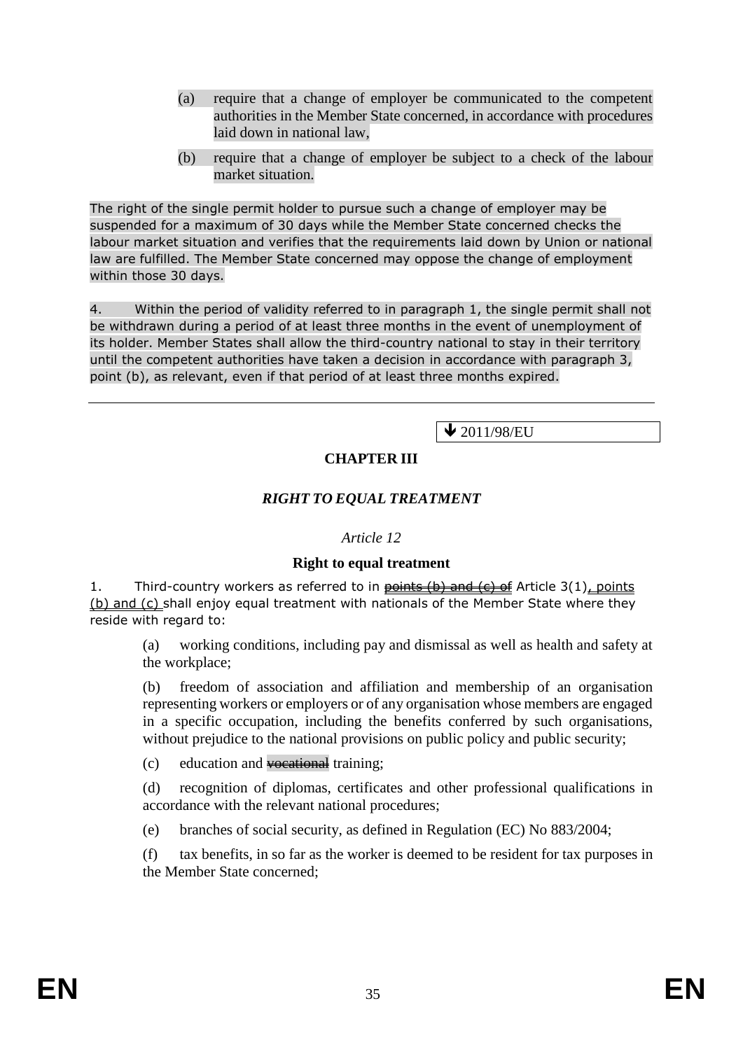(a) require that a change of employer be communicated to the competent authorities in the Member State concerned, in accordance with procedures laid down in national law,

(b) require that a change of employer be subject to a check of the labour market situation.

The right of the single permit holder to pursue such a change of employer may be suspended for a maximum of 30 days while the Member State concerned checks the labour market situation and verifies that the requirements laid down by Union or national law are fulfilled. The Member State concerned may oppose the change of employment within those 30 days.

4. Within the period of validity referred to in paragraph 1, the single permit shall not be withdrawn during a period of at least three months in the event of unemployment of its holder. Member States shall allow the third-country national to stay in their territory until the competent authorities have taken a decision in accordance with paragraph 3, point (b), as relevant, even if that period of at least three months expired.

---

↓ 2011/98/EU

## CHAPTER III

### *RIGHT TO EQUAL TREATMENT*

*Article 12*

**Right to equal treatment**

1. Third-country workers as referred to in ~~points (b) and (c) of~~ Article 3(1), points (b) and (c) shall enjoy equal treatment with nationals of the Member State where they reside with regard to:

(a) working conditions, including pay and dismissal as well as health and safety at the workplace;

(b) freedom of association and affiliation and membership of an organisation representing workers or employers or of any organisation whose members are engaged in a specific occupation, including the benefits conferred by such organisations, without prejudice to the national provisions on public policy and public security;

(c) education and ~~vocational~~ training;

(d) recognition of diplomas, certificates and other professional qualifications in accordance with the relevant national procedures;

(e) branches of social security, as defined in Regulation (EC) No 883/2004;

(f) tax benefits, in so far as the worker is deemed to be resident for tax purposes in the Member State concerned;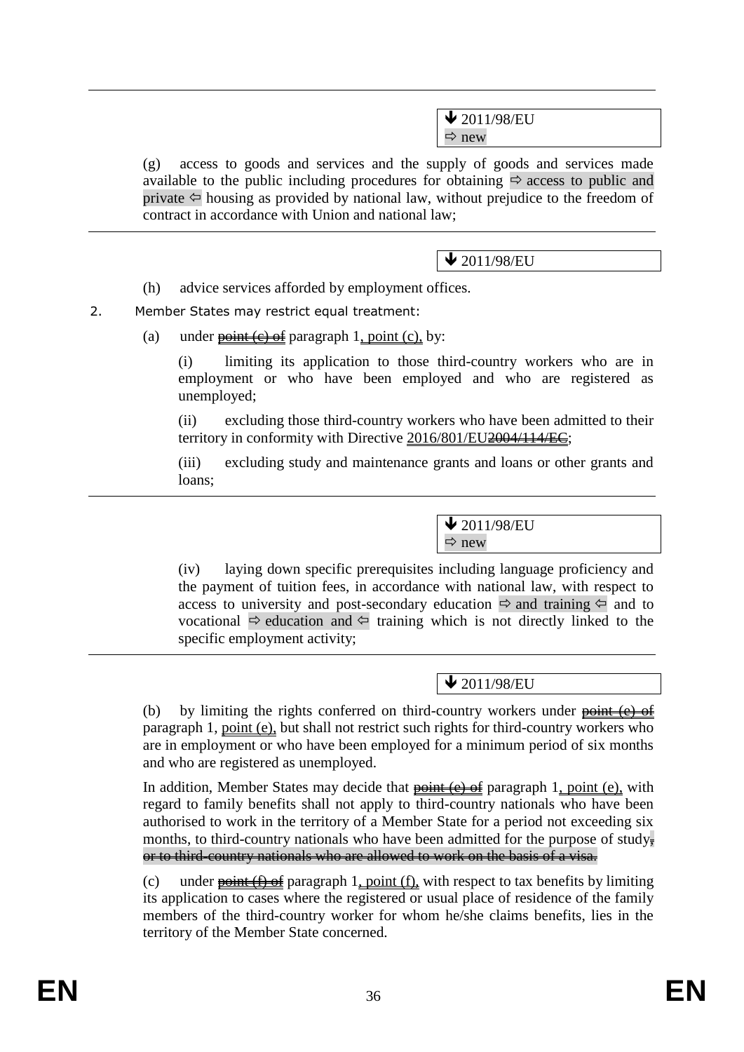---

↓ 2011/98/EU
⇨ new

(g) access to goods and services and the supply of goods and services made available to the public including procedures for obtaining ⇨ access to public and private ⇦ housing as provided by national law, without prejudice to the freedom of contract in accordance with Union and national law;

---

↓ 2011/98/EU

(h) advice services afforded by employment offices.

2. Member States may restrict equal treatment:

(a) under ~~point (c) of~~ paragraph 1, point (c), by:

(i) limiting its application to those third-country workers who are in employment or who have been employed and who are registered as unemployed;

(ii) excluding those third-country workers who have been admitted to their territory in conformity with Directive 2016/801/EU~~2004/114/EC~~;

(iii) excluding study and maintenance grants and loans or other grants and loans;

---

↓ 2011/98/EU
⇨ new

(iv) laying down specific prerequisites including language proficiency and the payment of tuition fees, in accordance with national law, with respect to access to university and post-secondary education ⇨ and training ⇦ and to vocational ⇨ education and ⇦ training which is not directly linked to the specific employment activity;

---

↓ 2011/98/EU

(b) by limiting the rights conferred on third-country workers under ~~point (e) of~~ paragraph 1, point (e), but shall not restrict such rights for third-country workers who are in employment or who have been employed for a minimum period of six months and who are registered as unemployed.

In addition, Member States may decide that ~~point (e) of~~ paragraph 1, point (e), with regard to family benefits shall not apply to third-country nationals who have been authorised to work in the territory of a Member State for a period not exceeding six months, to third-country nationals who have been admitted for the purpose of study~~, or to third-country nationals who are allowed to work on the basis of a visa~~.

(c) under ~~point (f) of~~ paragraph 1, point (f), with respect to tax benefits by limiting its application to cases where the registered or usual place of residence of the family members of the third-country worker for whom he/she claims benefits, lies in the territory of the Member State concerned.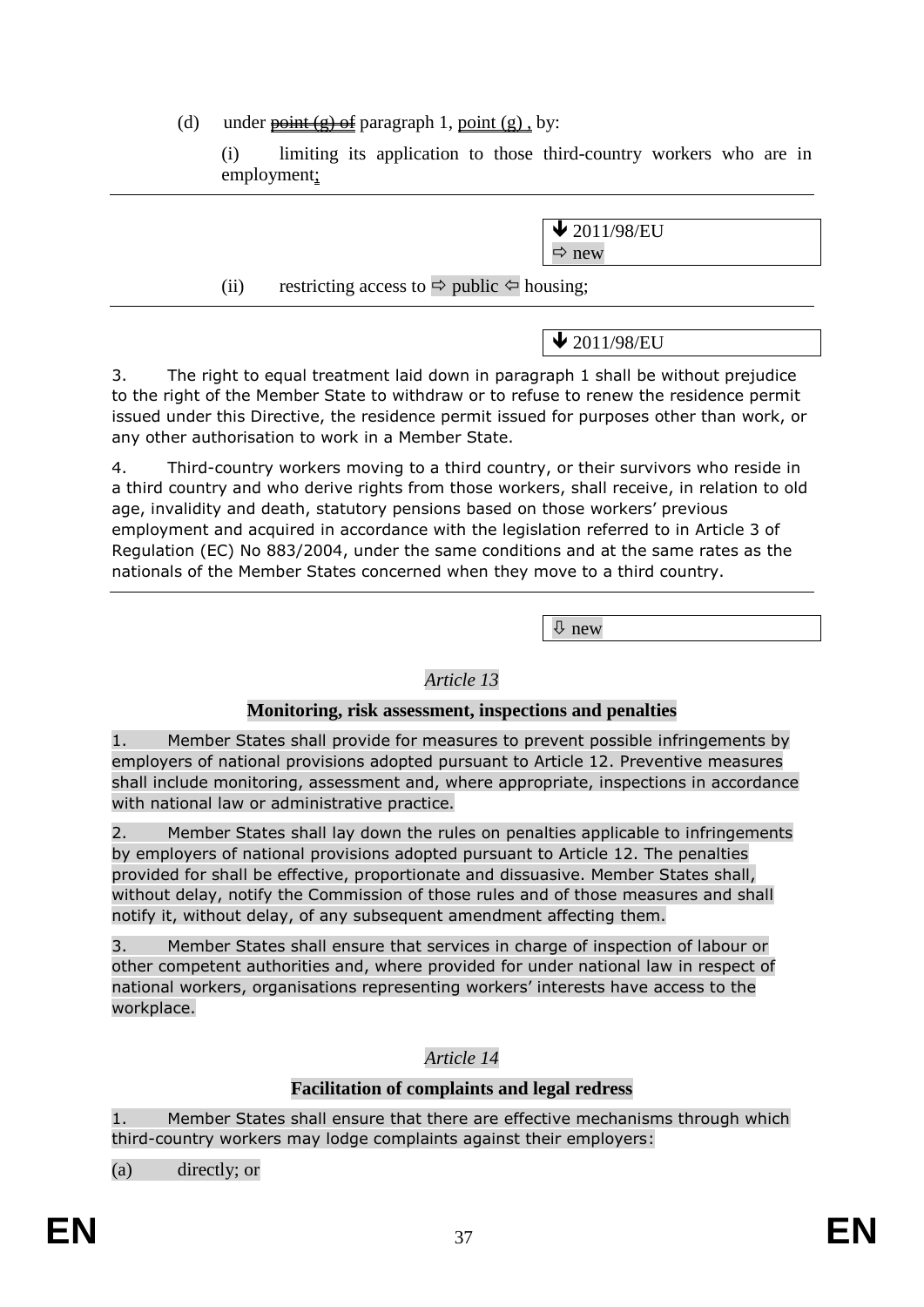(d) under ~~point (g) of~~ paragraph 1, point (g) , by:

(i) limiting its application to those third-country workers who are in employment;

---

↓ 2011/98/EU
⇨ new

(ii) restricting access to ⇨ public ⇦ housing;

---

↓ 2011/98/EU

3. The right to equal treatment laid down in paragraph 1 shall be without prejudice to the right of the Member State to withdraw or to refuse to renew the residence permit issued under this Directive, the residence permit issued for purposes other than work, or any other authorisation to work in a Member State.

4. Third-country workers moving to a third country, or their survivors who reside in a third country and who derive rights from those workers, shall receive, in relation to old age, invalidity and death, statutory pensions based on those workers' previous employment and acquired in accordance with the legislation referred to in Article 3 of Regulation (EC) No 883/2004, under the same conditions and at the same rates as the nationals of the Member States concerned when they move to a third country.

---

⇩ new

*Article 13*

**Monitoring, risk assessment, inspections and penalties**

1. Member States shall provide for measures to prevent possible infringements by employers of national provisions adopted pursuant to Article 12. Preventive measures shall include monitoring, assessment and, where appropriate, inspections in accordance with national law or administrative practice.

2. Member States shall lay down the rules on penalties applicable to infringements by employers of national provisions adopted pursuant to Article 12. The penalties provided for shall be effective, proportionate and dissuasive. Member States shall, without delay, notify the Commission of those rules and of those measures and shall notify it, without delay, of any subsequent amendment affecting them.

3. Member States shall ensure that services in charge of inspection of labour or other competent authorities and, where provided for under national law in respect of national workers, organisations representing workers' interests have access to the workplace.

*Article 14*

**Facilitation of complaints and legal redress**

1. Member States shall ensure that there are effective mechanisms through which third-country workers may lodge complaints against their employers:

(a) directly; or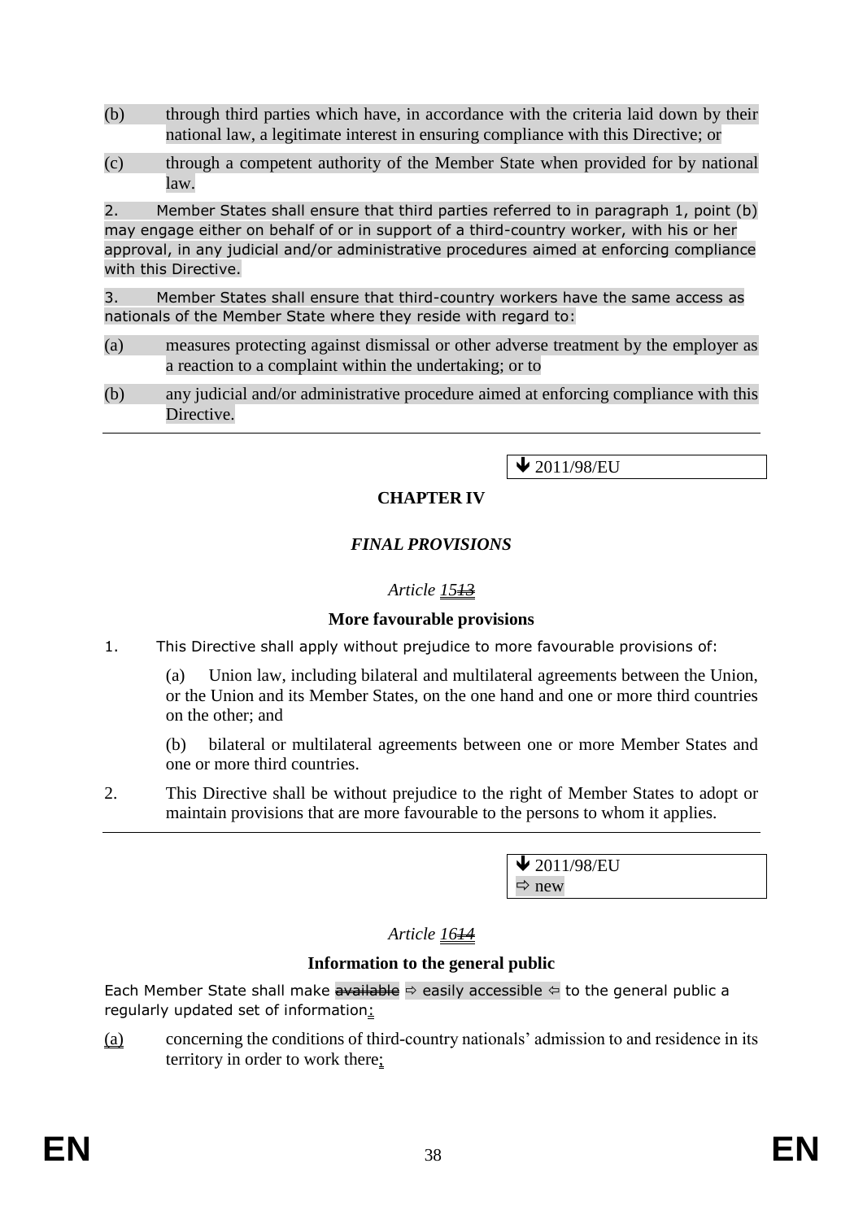(b) through third parties which have, in accordance with the criteria laid down by their national law, a legitimate interest in ensuring compliance with this Directive; or

(c) through a competent authority of the Member State when provided for by national law.

2. Member States shall ensure that third parties referred to in paragraph 1, point (b) may engage either on behalf of or in support of a third-country worker, with his or her approval, in any judicial and/or administrative procedures aimed at enforcing compliance with this Directive.

3. Member States shall ensure that third-country workers have the same access as nationals of the Member State where they reside with regard to:

(a) measures protecting against dismissal or other adverse treatment by the employer as a reaction to a complaint within the undertaking; or to

(b) any judicial and/or administrative procedure aimed at enforcing compliance with this Directive.

---

↓ 2011/98/EU

**CHAPTER IV**

***FINAL PROVISIONS***

*Article ~~13~~ 15*

**More favourable provisions**

1. This Directive shall apply without prejudice to more favourable provisions of:

(a) Union law, including bilateral and multilateral agreements between the Union, or the Union and its Member States, on the one hand and one or more third countries on the other; and

(b) bilateral or multilateral agreements between one or more Member States and one or more third countries.

2. This Directive shall be without prejudice to the right of Member States to adopt or maintain provisions that are more favourable to the persons to whom it applies.

---

↓ 2011/98/EU
⇨ new

*Article ~~14~~ 16*

**Information to the general public**

Each Member State shall make ~~available~~ ⇨ easily accessible ⇦ to the general public a regularly updated set of information:

(a) concerning the conditions of third-country nationals' admission to and residence in its territory in order to work there;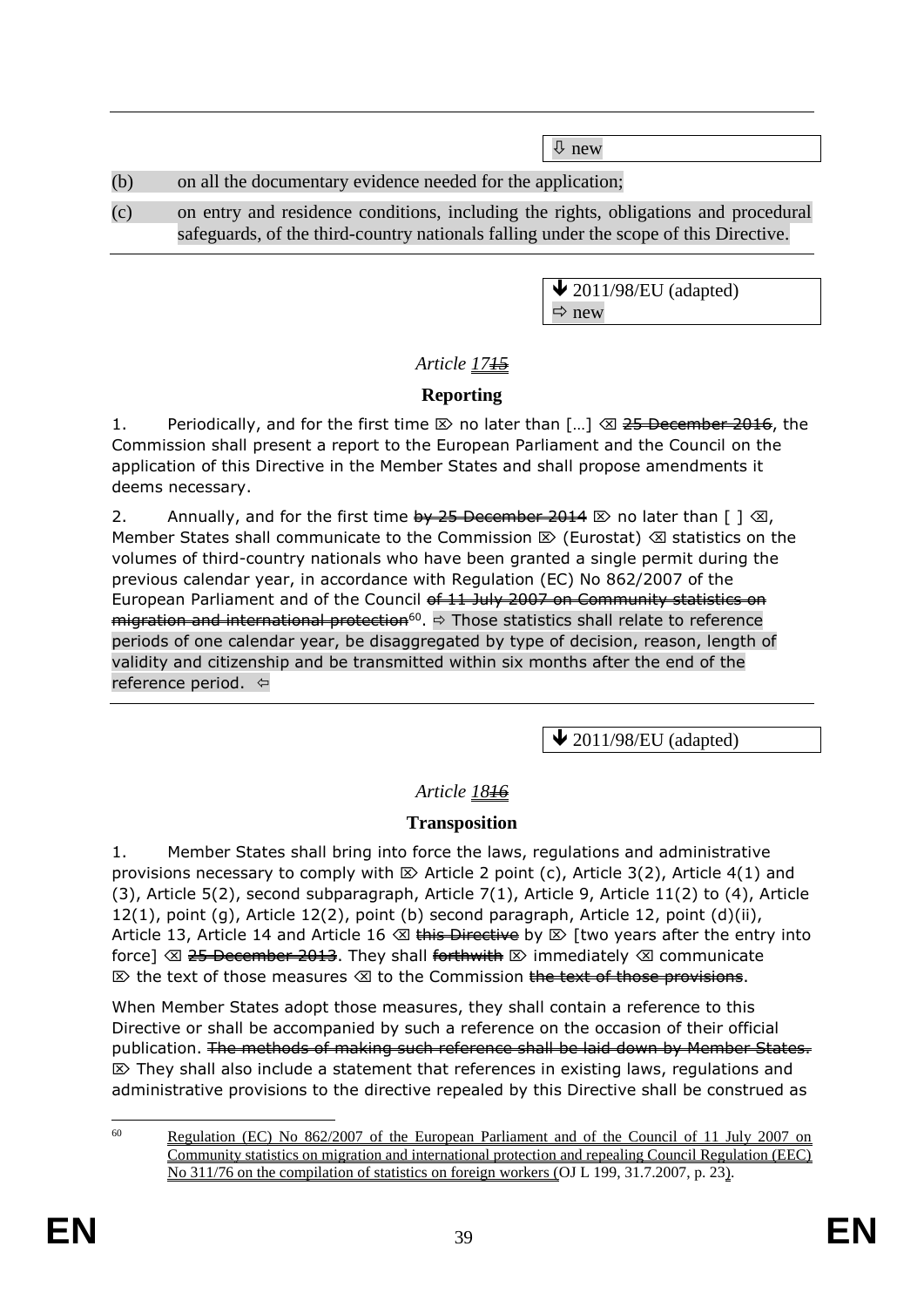⇩ new

(b) on all the documentary evidence needed for the application;

(c) on entry and residence conditions, including the rights, obligations and procedural safeguards, of the third-country nationals falling under the scope of this Directive.

---

🡻 2011/98/EU (adapted)
⇨ new

*Article 17~~15~~*

**Reporting**

1. Periodically, and for the first time ⌦ no later than […] ⌫ ~~25 December 2016~~, the Commission shall present a report to the European Parliament and the Council on the application of this Directive in the Member States and shall propose amendments it deems necessary.

2. Annually, and for the first time ~~by 25 December 2014~~ ⌦ no later than [ ] ⌫, Member States shall communicate to the Commission ⌦ (Eurostat) ⌫ statistics on the volumes of third-country nationals who have been granted a single permit during the previous calendar year, in accordance with Regulation (EC) No 862/2007 of the European Parliament and of the Council ~~of 11 July 2007 on Community statistics on migration and international protection~~[60]. ⇨ Those statistics shall relate to reference periods of one calendar year, be disaggregated by type of decision, reason, length of validity and citizenship and be transmitted within six months after the end of the reference period. ⇦

---

🡻 2011/98/EU (adapted)

*Article 18~~16~~*

**Transposition**

1. Member States shall bring into force the laws, regulations and administrative provisions necessary to comply with ⌦ Article 2 point (c), Article 3(2), Article 4(1) and (3), Article 5(2), second subparagraph, Article 7(1), Article 9, Article 11(2) to (4), Article 12(1), point (g), Article 12(2), point (b) second paragraph, Article 12, point (d)(ii), Article 13, Article 14 and Article 16 ⌫ ~~this Directive~~ by ⌦ [two years after the entry into force] ⌫ ~~25 December 2013~~. They shall ~~forthwith~~ ⌦ immediately ⌫ communicate ⌦ the text of those measures ⌫ to the Commission ~~the text of those provisions~~.

When Member States adopt those measures, they shall contain a reference to this Directive or shall be accompanied by such a reference on the occasion of their official publication. ~~The methods of making such reference shall be laid down by Member States.~~ ⌦ They shall also include a statement that references in existing laws, regulations and administrative provisions to the directive repealed by this Directive shall be construed as

---

[60] Regulation (EC) No 862/2007 of the European Parliament and of the Council of 11 July 2007 on Community statistics on migration and international protection and repealing Council Regulation (EEC) No 311/76 on the compilation of statistics on foreign workers (OJ L 199, 31.7.2007, p. 23).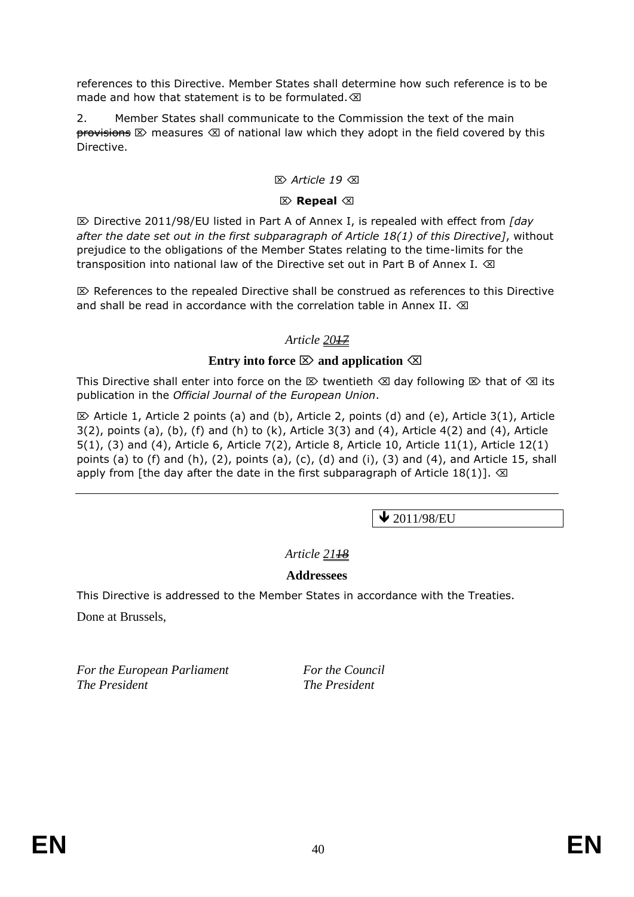references to this Directive. Member States shall determine how such reference is to be made and how that statement is to be formulated. ⌫

2. Member States shall communicate to the Commission the text of the main ~~provisions~~ ⌦ measures ⌫ of national law which they adopt in the field covered by this Directive.

⌦ *Article 19* ⌫

⌦ **Repeal** ⌫

⌦ Directive 2011/98/EU listed in Part A of Annex I, is repealed with effect from *[day after the date set out in the first subparagraph of Article 18(1) of this Directive]*, without prejudice to the obligations of the Member States relating to the time-limits for the transposition into national law of the Directive set out in Part B of Annex I. ⌫

⌦ References to the repealed Directive shall be construed as references to this Directive and shall be read in accordance with the correlation table in Annex II. ⌫

*Article 20~~17~~*

**Entry into force ⌦ and application ⌫**

This Directive shall enter into force on the ⌦ twentieth ⌫ day following ⌦ that of ⌫ its publication in the *Official Journal of the European Union*.

⌦ Article 1, Article 2 points (a) and (b), Article 2, points (d) and (e), Article 3(1), Article 3(2), points (a), (b), (f) and (h) to (k), Article 3(3) and (4), Article 4(2) and (4), Article 5(1), (3) and (4), Article 6, Article 7(2), Article 8, Article 10, Article 11(1), Article 12(1) points (a) to (f) and (h), (2), points (a), (c), (d) and (i), (3) and (4), and Article 15, shall apply from [the day after the date in the first subparagraph of Article 18(1)]. ⌫

---

🡻 2011/98/EU

*Article 21~~18~~*

**Addressees**

This Directive is addressed to the Member States in accordance with the Treaties.

Done at Brussels,

*For the European Parliament*
*The President*

*For the Council*
*The President*